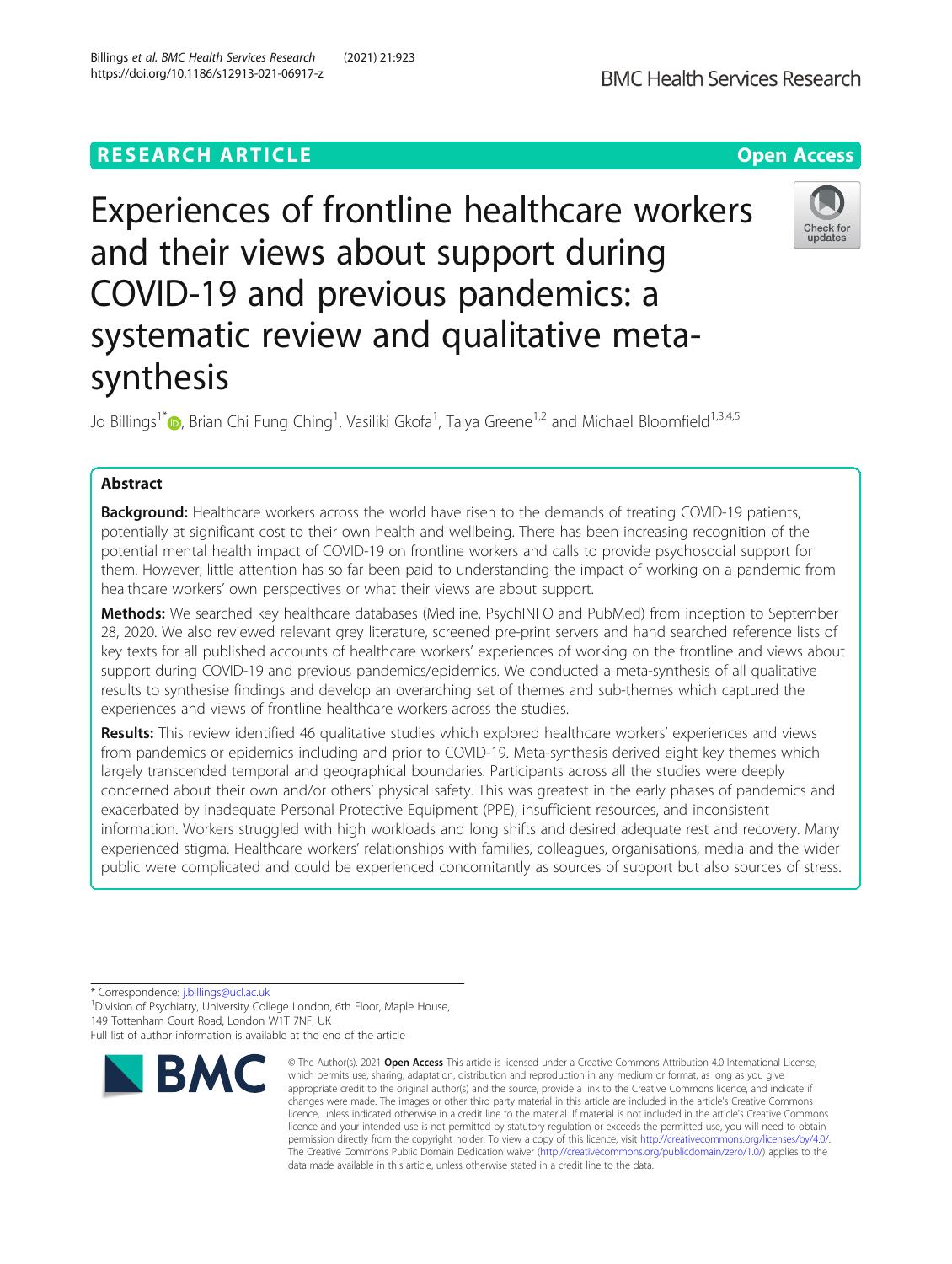RESEARCH ARTICLE

Open Access

# Experiences of frontline healthcare workers and their views about support during COVID-19 and previous pandemics: a systematic review and qualitative meta-synthesis

Jo Billings[1*], Brian Chi Fung Ching[1], Vasiliki Gkofa[1], Talya Greene[1,2] and Michael Bloomfield[1,3,4,5]

## Abstract

**Background:** Healthcare workers across the world have risen to the demands of treating COVID-19 patients, potentially at significant cost to their own health and wellbeing. There has been increasing recognition of the potential mental health impact of COVID-19 on frontline workers and calls to provide psychosocial support for them. However, little attention has so far been paid to understanding the impact of working on a pandemic from healthcare workers' own perspectives or what their views are about support.

**Methods:** We searched key healthcare databases (Medline, PsychINFO and PubMed) from inception to September 28, 2020. We also reviewed relevant grey literature, screened pre-print servers and hand searched reference lists of key texts for all published accounts of healthcare workers' experiences of working on the frontline and views about support during COVID-19 and previous pandemics/epidemics. We conducted a meta-synthesis of all qualitative results to synthesise findings and develop an overarching set of themes and sub-themes which captured the experiences and views of frontline healthcare workers across the studies.

**Results:** This review identified 46 qualitative studies which explored healthcare workers' experiences and views from pandemics or epidemics including and prior to COVID-19. Meta-synthesis derived eight key themes which largely transcended temporal and geographical boundaries. Participants across all the studies were deeply concerned about their own and/or others' physical safety. This was greatest in the early phases of pandemics and exacerbated by inadequate Personal Protective Equipment (PPE), insufficient resources, and inconsistent information. Workers struggled with high workloads and long shifts and desired adequate rest and recovery. Many experienced stigma. Healthcare workers' relationships with families, colleagues, organisations, media and the wider public were complicated and could be experienced concomitantly as sources of support but also sources of stress.

\* Correspondence: j.billings@ucl.ac.uk
[1]Division of Psychiatry, University College London, 6th Floor, Maple House, 149 Tottenham Court Road, London W1T 7NF, UK
Full list of author information is available at the end of the article

© The Author(s). 2021 **Open Access** This article is licensed under a Creative Commons Attribution 4.0 International License, which permits use, sharing, adaptation, distribution and reproduction in any medium or format, as long as you give appropriate credit to the original author(s) and the source, provide a link to the Creative Commons licence, and indicate if changes were made. The images or other third party material in this article are included in the article's Creative Commons licence, unless indicated otherwise in a credit line to the material. If material is not included in the article's Creative Commons licence and your intended use is not permitted by statutory regulation or exceeds the permitted use, you will need to obtain permission directly from the copyright holder. To view a copy of this licence, visit http://creativecommons.org/licenses/by/4.0/. The Creative Commons Public Domain Dedication waiver (http://creativecommons.org/publicdomain/zero/1.0/) applies to the data made available in this article, unless otherwise stated in a credit line to the data.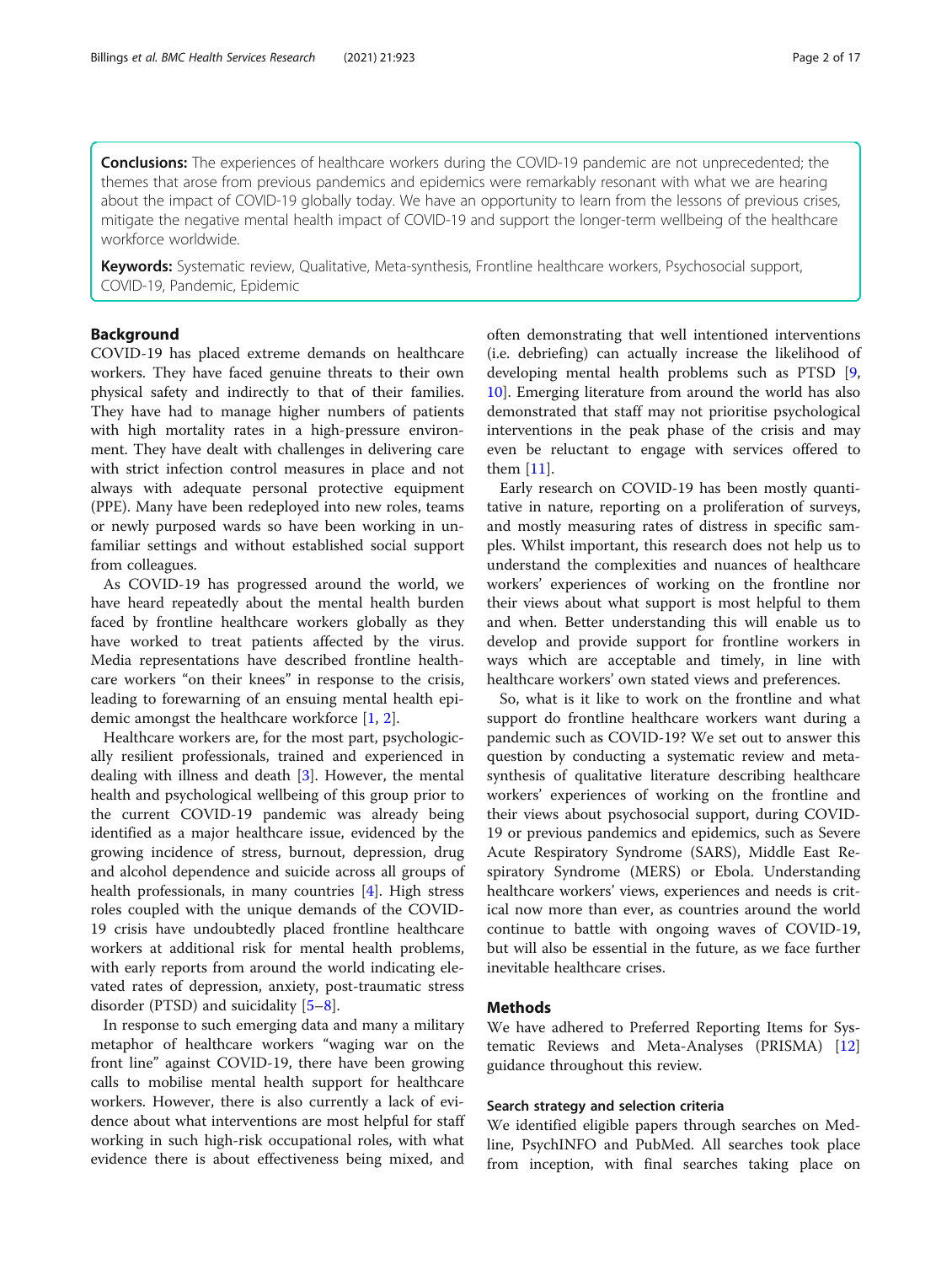**Conclusions:** The experiences of healthcare workers during the COVID-19 pandemic are not unprecedented; the themes that arose from previous pandemics and epidemics were remarkably resonant with what we are hearing about the impact of COVID-19 globally today. We have an opportunity to learn from the lessons of previous crises, mitigate the negative mental health impact of COVID-19 and support the longer-term wellbeing of the healthcare workforce worldwide.

**Keywords:** Systematic review, Qualitative, Meta-synthesis, Frontline healthcare workers, Psychosocial support, COVID-19, Pandemic, Epidemic

## Background

COVID-19 has placed extreme demands on healthcare workers. They have faced genuine threats to their own physical safety and indirectly to that of their families. They have had to manage higher numbers of patients with high mortality rates in a high-pressure environment. They have dealt with challenges in delivering care with strict infection control measures in place and not always with adequate personal protective equipment (PPE). Many have been redeployed into new roles, teams or newly purposed wards so have been working in unfamiliar settings and without established social support from colleagues.

As COVID-19 has progressed around the world, we have heard repeatedly about the mental health burden faced by frontline healthcare workers globally as they have worked to treat patients affected by the virus. Media representations have described frontline healthcare workers "on their knees" in response to the crisis, leading to forewarning of an ensuing mental health epidemic amongst the healthcare workforce [1, 2].

Healthcare workers are, for the most part, psychologically resilient professionals, trained and experienced in dealing with illness and death [3]. However, the mental health and psychological wellbeing of this group prior to the current COVID-19 pandemic was already being identified as a major healthcare issue, evidenced by the growing incidence of stress, burnout, depression, drug and alcohol dependence and suicide across all groups of health professionals, in many countries [4]. High stress roles coupled with the unique demands of the COVID-19 crisis have undoubtedly placed frontline healthcare workers at additional risk for mental health problems, with early reports from around the world indicating elevated rates of depression, anxiety, post-traumatic stress disorder (PTSD) and suicidality [5–8].

In response to such emerging data and many a military metaphor of healthcare workers "waging war on the front line" against COVID-19, there have been growing calls to mobilise mental health support for healthcare workers. However, there is also currently a lack of evidence about what interventions are most helpful for staff working in such high-risk occupational roles, with what evidence there is about effectiveness being mixed, and often demonstrating that well intentioned interventions (i.e. debriefing) can actually increase the likelihood of developing mental health problems such as PTSD [9, 10]. Emerging literature from around the world has also demonstrated that staff may not prioritise psychological interventions in the peak phase of the crisis and may even be reluctant to engage with services offered to them [11].

Early research on COVID-19 has been mostly quantitative in nature, reporting on a proliferation of surveys, and mostly measuring rates of distress in specific samples. Whilst important, this research does not help us to understand the complexities and nuances of healthcare workers' experiences of working on the frontline nor their views about what support is most helpful to them and when. Better understanding this will enable us to develop and provide support for frontline workers in ways which are acceptable and timely, in line with healthcare workers' own stated views and preferences.

So, what is it like to work on the frontline and what support do frontline healthcare workers want during a pandemic such as COVID-19? We set out to answer this question by conducting a systematic review and meta-synthesis of qualitative literature describing healthcare workers' experiences of working on the frontline and their views about psychosocial support, during COVID-19 or previous pandemics and epidemics, such as Severe Acute Respiratory Syndrome (SARS), Middle East Respiratory Syndrome (MERS) or Ebola. Understanding healthcare workers' views, experiences and needs is critical now more than ever, as countries around the world continue to battle with ongoing waves of COVID-19, but will also be essential in the future, as we face further inevitable healthcare crises.

## Methods

We have adhered to Preferred Reporting Items for Systematic Reviews and Meta-Analyses (PRISMA) [12] guidance throughout this review.

### Search strategy and selection criteria

We identified eligible papers through searches on Medline, PsychINFO and PubMed. All searches took place from inception, with final searches taking place on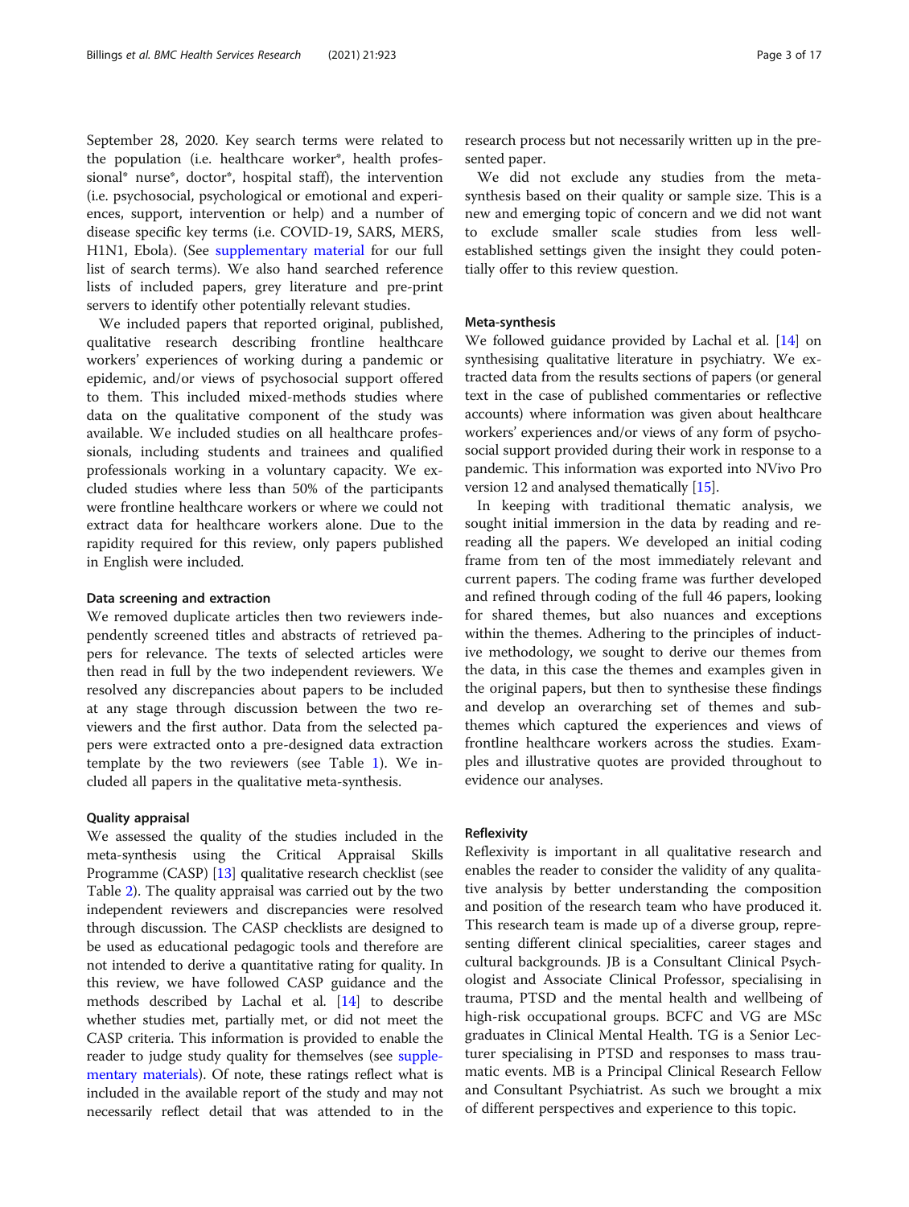September 28, 2020. Key search terms were related to the population (i.e. healthcare worker*, health professional* nurse*, doctor*, hospital staff), the intervention (i.e. psychosocial, psychological or emotional and experiences, support, intervention or help) and a number of disease specific key terms (i.e. COVID-19, SARS, MERS, H1N1, Ebola). (See supplementary material for our full list of search terms). We also hand searched reference lists of included papers, grey literature and pre-print servers to identify other potentially relevant studies.

We included papers that reported original, published, qualitative research describing frontline healthcare workers' experiences of working during a pandemic or epidemic, and/or views of psychosocial support offered to them. This included mixed-methods studies where data on the qualitative component of the study was available. We included studies on all healthcare professionals, including students and trainees and qualified professionals working in a voluntary capacity. We excluded studies where less than 50% of the participants were frontline healthcare workers or where we could not extract data for healthcare workers alone. Due to the rapidity required for this review, only papers published in English were included.

### Data screening and extraction

We removed duplicate articles then two reviewers independently screened titles and abstracts of retrieved papers for relevance. The texts of selected articles were then read in full by the two independent reviewers. We resolved any discrepancies about papers to be included at any stage through discussion between the two reviewers and the first author. Data from the selected papers were extracted onto a pre-designed data extraction template by the two reviewers (see Table 1). We included all papers in the qualitative meta-synthesis.

### Quality appraisal

We assessed the quality of the studies included in the meta-synthesis using the Critical Appraisal Skills Programme (CASP) [13] qualitative research checklist (see Table 2). The quality appraisal was carried out by the two independent reviewers and discrepancies were resolved through discussion. The CASP checklists are designed to be used as educational pedagogic tools and therefore are not intended to derive a quantitative rating for quality. In this review, we have followed CASP guidance and the methods described by Lachal et al. [14] to describe whether studies met, partially met, or did not meet the CASP criteria. This information is provided to enable the reader to judge study quality for themselves (see supplementary materials). Of note, these ratings reflect what is included in the available report of the study and may not necessarily reflect detail that was attended to in the research process but not necessarily written up in the presented paper.

We did not exclude any studies from the meta-synthesis based on their quality or sample size. This is a new and emerging topic of concern and we did not want to exclude smaller scale studies from less well-established settings given the insight they could potentially offer to this review question.

### Meta-synthesis

We followed guidance provided by Lachal et al. [14] on synthesising qualitative literature in psychiatry. We extracted data from the results sections of papers (or general text in the case of published commentaries or reflective accounts) where information was given about healthcare workers' experiences and/or views of any form of psychosocial support provided during their work in response to a pandemic. This information was exported into NVivo Pro version 12 and analysed thematically [15].

In keeping with traditional thematic analysis, we sought initial immersion in the data by reading and re-reading all the papers. We developed an initial coding frame from ten of the most immediately relevant and current papers. The coding frame was further developed and refined through coding of the full 46 papers, looking for shared themes, but also nuances and exceptions within the themes. Adhering to the principles of inductive methodology, we sought to derive our themes from the data, in this case the themes and examples given in the original papers, but then to synthesise these findings and develop an overarching set of themes and sub-themes which captured the experiences and views of frontline healthcare workers across the studies. Examples and illustrative quotes are provided throughout to evidence our analyses.

### Reflexivity

Reflexivity is important in all qualitative research and enables the reader to consider the validity of any qualitative analysis by better understanding the composition and position of the research team who have produced it. This research team is made up of a diverse group, representing different clinical specialities, career stages and cultural backgrounds. JB is a Consultant Clinical Psychologist and Associate Clinical Professor, specialising in trauma, PTSD and the mental health and wellbeing of high-risk occupational groups. BCFC and VG are MSc graduates in Clinical Mental Health. TG is a Senior Lecturer specialising in PTSD and responses to mass traumatic events. MB is a Principal Clinical Research Fellow and Consultant Psychiatrist. As such we brought a mix of different perspectives and experience to this topic.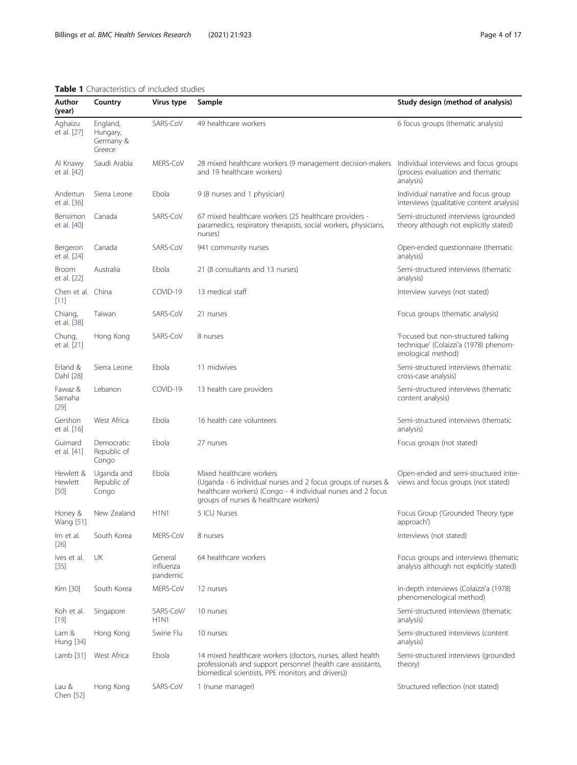**Table 1** Characteristics of included studies

| Author (year) | Country | Virus type | Sample | Study design (method of analysis) |
|---|---|---|---|---|
| Aghaizu et al. [27] | England, Hungary, Germany & Greece | SARS-CoV | 49 healthcare workers | 6 focus groups (thematic analysis) |
| Al Knawy et al. [42] | Saudi Arabia | MERS-CoV | 28 mixed healthcare workers (9 management decision-makers and 19 healthcare workers) | Individual interviews and focus groups (process evaluation and thematic analysis) |
| Andertun et al. [36] | Sierra Leone | Ebola | 9 (8 nurses and 1 physician) | Individual narrative and focus group interviews (qualitative content analysis) |
| Bensimon et al. [40] | Canada | SARS-CoV | 67 mixed healthcare workers (25 healthcare providers - paramedics, respiratory therapists, social workers, physicians, nurses) | Semi-structured interviews (grounded theory although not explicitly stated) |
| Bergeron et al. [24] | Canada | SARS-CoV | 941 community nurses | Open-ended questionnaire (thematic analysis) |
| Broom et al. [22] | Australia | Ebola | 21 (8 consultants and 13 nurses) | Semi-structured interviews (thematic analysis) |
| Chen et al. [11] | China | COVID-19 | 13 medical staff | Interview surveys (not stated) |
| Chiang, et al. [38] | Taiwan | SARS-CoV | 21 nurses | Focus groups (thematic analysis) |
| Chung, et al. [21] | Hong Kong | SARS-CoV | 8 nurses | 'Focused but non-structured talking technique' (Colaizzi'a (1978) phenom-enological method) |
| Erland & Dahl [28] | Sierra Leone | Ebola | 11 midwives | Semi-structured interviews (thematic cross-case analysis) |
| Fawaz & Samaha [29] | Lebanon | COVID-19 | 13 health care providers | Semi-structured interviews (thematic content analysis) |
| Gershon et al. [16] | West Africa | Ebola | 16 health care volunteers | Semi-structured interviews (thematic analysis) |
| Guimard et al. [41] | Democratic Republic of Congo | Ebola | 27 nurses | Focus groups (not stated) |
| Hewlett & Hewlett [50] | Uganda and Republic of Congo | Ebola | Mixed healthcare workers (Uganda - 6 individual nurses and 2 focus groups of nurses & healthcare workers) (Congo - 4 individual nurses and 2 focus groups of nurses & healthcare workers) | Open-ended and semi-structured inter-views and focus groups (not stated) |
| Honey & Wang [51] | New Zealand | H1N1 | 5 ICU Nurses | Focus Group ('Grounded Theory type approach') |
| Im et al. [26] | South Korea | MERS-CoV | 8 nurses | Interviews (not stated) |
| Ives et al. [35] | UK | General influenza pandemic | 64 healthcare workers | Focus groups and interviews (thematic analysis although not explicitly stated) |
| Kim [30] | South Korea | MERS-CoV | 12 nurses | In-depth interviews (Colaizzi'a (1978) phenomenological method) |
| Koh et al. [19] | Singapore | SARS-CoV/ H1N1 | 10 nurses | Semi-structured interviews (thematic analysis) |
| Lam & Hung [34] | Hong Kong | Swine Flu | 10 nurses | Semi-structured interviews (content analysis) |
| Lamb [31] | West Africa | Ebola | 14 mixed healthcare workers (doctors, nurses, allied health professionals and support personnel (health care assistants, biomedical scientists, PPE monitors and drivers)) | Semi-structured interviews (grounded theory) |
| Lau & Chen [52] | Hong Kong | SARS-CoV | 1 (nurse manager) | Structured reflection (not stated) |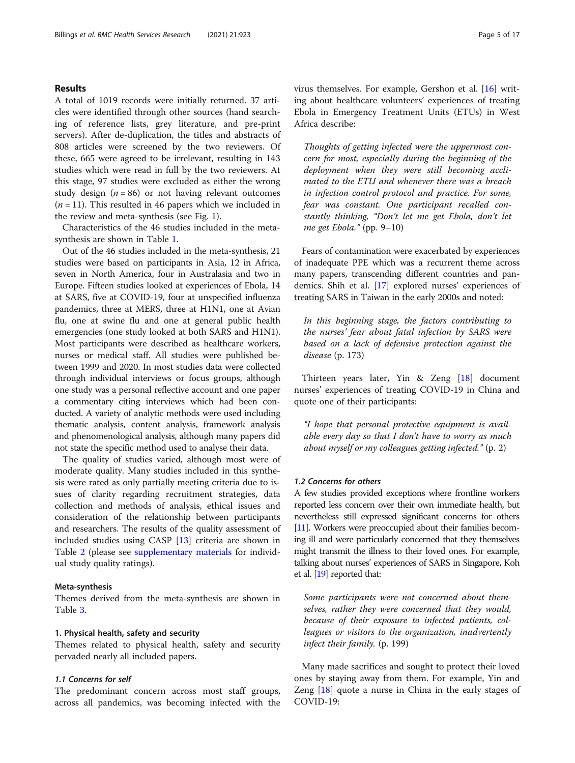## Results

A total of 1019 records were initially returned. 37 articles were identified through other sources (hand searching of reference lists, grey literature, and pre-print servers). After de-duplication, the titles and abstracts of 808 articles were screened by the two reviewers. Of these, 665 were agreed to be irrelevant, resulting in 143 studies which were read in full by the two reviewers. At this stage, 97 studies were excluded as either the wrong study design ($n = 86$) or not having relevant outcomes ($n = 11$). This resulted in 46 papers which we included in the review and meta-synthesis (see Fig. 1).

Characteristics of the 46 studies included in the meta-synthesis are shown in Table 1.

Out of the 46 studies included in the meta-synthesis, 21 studies were based on participants in Asia, 12 in Africa, seven in North America, four in Australasia and two in Europe. Fifteen studies looked at experiences of Ebola, 14 at SARS, five at COVID-19, four at unspecified influenza pandemics, three at MERS, three at H1N1, one at Avian flu, one at swine flu and one at general public health emergencies (one study looked at both SARS and H1N1). Most participants were described as healthcare workers, nurses or medical staff. All studies were published between 1999 and 2020. In most studies data were collected through individual interviews or focus groups, although one study was a personal reflective account and one paper a commentary citing interviews which had been conducted. A variety of analytic methods were used including thematic analysis, content analysis, framework analysis and phenomenological analysis, although many papers did not state the specific method used to analyse their data.

The quality of studies varied, although most were of moderate quality. Many studies included in this synthesis were rated as only partially meeting criteria due to issues of clarity regarding recruitment strategies, data collection and methods of analysis, ethical issues and consideration of the relationship between participants and researchers. The results of the quality assessment of included studies using CASP [13] criteria are shown in Table 2 (please see supplementary materials for individual study quality ratings).

### Meta-synthesis

Themes derived from the meta-synthesis are shown in Table 3.

### 1. Physical health, safety and security

Themes related to physical health, safety and security pervaded nearly all included papers.

#### *1.1 Concerns for self*

The predominant concern across most staff groups, across all pandemics, was becoming infected with the virus themselves. For example, Gershon et al. [16] writing about healthcare volunteers' experiences of treating Ebola in Emergency Treatment Units (ETUs) in West Africa describe:

> *Thoughts of getting infected were the uppermost concern for most, especially during the beginning of the deployment when they were still becoming acclimated to the ETU and whenever there was a breach in infection control protocol and practice. For some, fear was constant. One participant recalled constantly thinking, "Don't let me get Ebola, don't let me get Ebola."* (pp. 9–10)

Fears of contamination were exacerbated by experiences of inadequate PPE which was a recurrent theme across many papers, transcending different countries and pandemics. Shih et al. [17] explored nurses' experiences of treating SARS in Taiwan in the early 2000s and noted:

> *In this beginning stage, the factors contributing to the nurses' fear about fatal infection by SARS were based on a lack of defensive protection against the disease* (p. 173)

Thirteen years later, Yin & Zeng [18] document nurses' experiences of treating COVID-19 in China and quote one of their participants:

> *"I hope that personal protective equipment is available every day so that I don't have to worry as much about myself or my colleagues getting infected."* (p. 2)

#### *1.2 Concerns for others*

A few studies provided exceptions where frontline workers reported less concern over their own immediate health, but nevertheless still expressed significant concerns for others [11]. Workers were preoccupied about their families becoming ill and were particularly concerned that they themselves might transmit the illness to their loved ones. For example, talking about nurses' experiences of SARS in Singapore, Koh et al. [19] reported that:

> *Some participants were not concerned about themselves, rather they were concerned that they would, because of their exposure to infected patients, colleagues or visitors to the organization, inadvertently infect their family.* (p. 199)

Many made sacrifices and sought to protect their loved ones by staying away from them. For example, Yin and Zeng [18] quote a nurse in China in the early stages of COVID-19: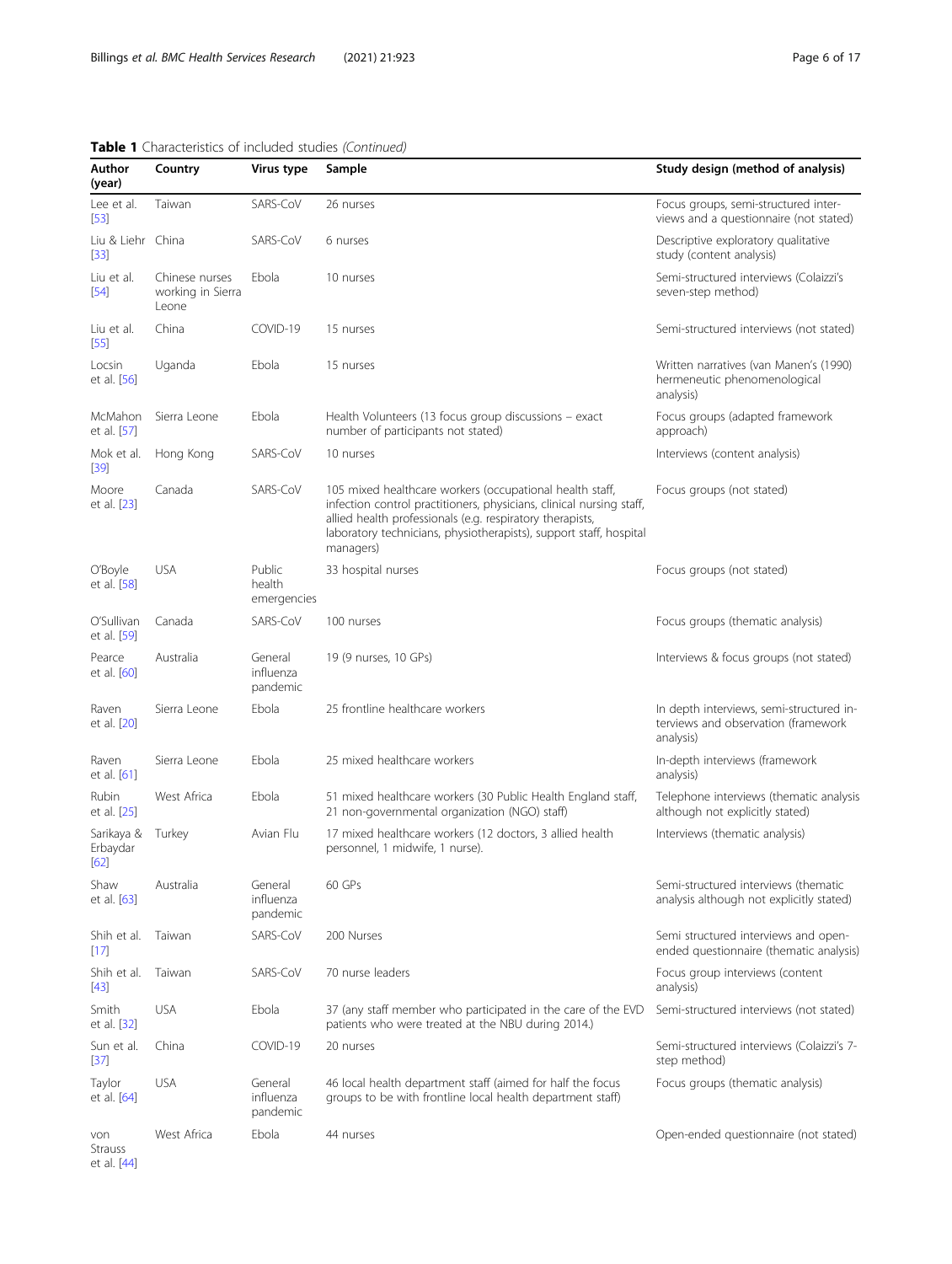**Table 1** Characteristics of included studies *(Continued)*

| Author (year) | Country | Virus type | Sample | Study design (method of analysis) |
|---|---|---|---|---|
| Lee et al. [53] | Taiwan | SARS-CoV | 26 nurses | Focus groups, semi-structured interviews and a questionnaire (not stated) |
| Liu & Liehr [33] | China | SARS-CoV | 6 nurses | Descriptive exploratory qualitative study (content analysis) |
| Liu et al. [54] | Chinese nurses working in Sierra Leone | Ebola | 10 nurses | Semi-structured interviews (Colaizzi's seven-step method) |
| Liu et al. [55] | China | COVID-19 | 15 nurses | Semi-structured interviews (not stated) |
| Locsin et al. [56] | Uganda | Ebola | 15 nurses | Written narratives (van Manen's (1990) hermeneutic phenomenological analysis) |
| McMahon et al. [57] | Sierra Leone | Ebola | Health Volunteers (13 focus group discussions – exact number of participants not stated) | Focus groups (adapted framework approach) |
| Mok et al. [39] | Hong Kong | SARS-CoV | 10 nurses | Interviews (content analysis) |
| Moore et al. [23] | Canada | SARS-CoV | 105 mixed healthcare workers (occupational health staff, infection control practitioners, physicians, clinical nursing staff, allied health professionals (e.g. respiratory therapists, laboratory technicians, physiotherapists), support staff, hospital managers) | Focus groups (not stated) |
| O'Boyle et al. [58] | USA | Public health emergencies | 33 hospital nurses | Focus groups (not stated) |
| O'Sullivan et al. [59] | Canada | SARS-CoV | 100 nurses | Focus groups (thematic analysis) |
| Pearce et al. [60] | Australia | General influenza pandemic | 19 (9 nurses, 10 GPs) | Interviews & focus groups (not stated) |
| Raven et al. [20] | Sierra Leone | Ebola | 25 frontline healthcare workers | In depth interviews, semi-structured interviews and observation (framework analysis) |
| Raven et al. [61] | Sierra Leone | Ebola | 25 mixed healthcare workers | In-depth interviews (framework analysis) |
| Rubin et al. [25] | West Africa | Ebola | 51 mixed healthcare workers (30 Public Health England staff, 21 non-governmental organization (NGO) staff) | Telephone interviews (thematic analysis although not explicitly stated) |
| Sarikaya & Erbaydar [62] | Turkey | Avian Flu | 17 mixed healthcare workers (12 doctors, 3 allied health personnel, 1 midwife, 1 nurse). | Interviews (thematic analysis) |
| Shaw et al. [63] | Australia | General influenza pandemic | 60 GPs | Semi-structured interviews (thematic analysis although not explicitly stated) |
| Shih et al. [17] | Taiwan | SARS-CoV | 200 Nurses | Semi structured interviews and open-ended questionnaire (thematic analysis) |
| Shih et al. [43] | Taiwan | SARS-CoV | 70 nurse leaders | Focus group interviews (content analysis) |
| Smith et al. [32] | USA | Ebola | 37 (any staff member who participated in the care of the EVD patients who were treated at the NBU during 2014.) | Semi-structured interviews (not stated) |
| Sun et al. [37] | China | COVID-19 | 20 nurses | Semi-structured interviews (Colaizzi's 7-step method) |
| Taylor et al. [64] | USA | General influenza pandemic | 46 local health department staff (aimed for half the focus groups to be with frontline local health department staff) | Focus groups (thematic analysis) |
| von Strauss et al. [44] | West Africa | Ebola | 44 nurses | Open-ended questionnaire (not stated) |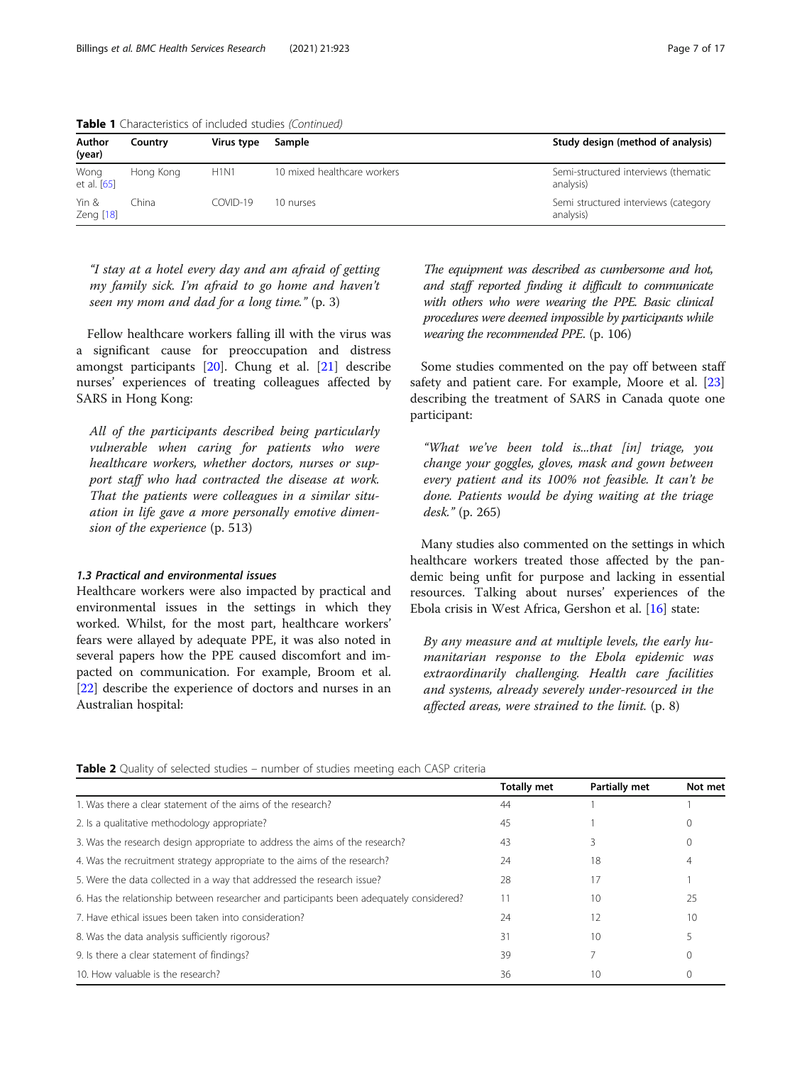**Table 1** Characteristics of included studies *(Continued)*

| Author (year) | Country | Virus type | Sample | Study design (method of analysis) |
|---|---|---|---|---|
| Wong et al. [65] | Hong Kong | H1N1 | 10 mixed healthcare workers | Semi-structured interviews (thematic analysis) |
| Yin & Zeng [18] | China | COVID-19 | 10 nurses | Semi structured interviews (category analysis) |

> *"I stay at a hotel every day and am afraid of getting my family sick. I'm afraid to go home and haven't seen my mom and dad for a long time."* (p. 3)

Fellow healthcare workers falling ill with the virus was a significant cause for preoccupation and distress amongst participants [20]. Chung et al. [21] describe nurses' experiences of treating colleagues affected by SARS in Hong Kong:

> *All of the participants described being particularly vulnerable when caring for patients who were healthcare workers, whether doctors, nurses or support staff who had contracted the disease at work. That the patients were colleagues in a similar situation in life gave a more personally emotive dimension of the experience* (p. 513)

#### *1.3 Practical and environmental issues*

Healthcare workers were also impacted by practical and environmental issues in the settings in which they worked. Whilst, for the most part, healthcare workers' fears were allayed by adequate PPE, it was also noted in several papers how the PPE caused discomfort and impacted on communication. For example, Broom et al. [22] describe the experience of doctors and nurses in an Australian hospital:

> *The equipment was described as cumbersome and hot, and staff reported finding it difficult to communicate with others who were wearing the PPE. Basic clinical procedures were deemed impossible by participants while wearing the recommended PPE.* (p. 106)

Some studies commented on the pay off between staff safety and patient care. For example, Moore et al. [23] describing the treatment of SARS in Canada quote one participant:

> *"What we've been told is...that [in] triage, you change your goggles, gloves, mask and gown between every patient and its 100% not feasible. It can't be done. Patients would be dying waiting at the triage desk."* (p. 265)

Many studies also commented on the settings in which healthcare workers treated those affected by the pandemic being unfit for purpose and lacking in essential resources. Talking about nurses' experiences of the Ebola crisis in West Africa, Gershon et al. [16] state:

> *By any measure and at multiple levels, the early humanitarian response to the Ebola epidemic was extraordinarily challenging. Health care facilities and systems, already severely under-resourced in the affected areas, were strained to the limit.* (p. 8)

**Table 2** Quality of selected studies – number of studies meeting each CASP criteria

| | Totally met | Partially met | Not met |
|---|---|---|---|
| 1. Was there a clear statement of the aims of the research? | 44 | 1 | 1 |
| 2. Is a qualitative methodology appropriate? | 45 | 1 | 0 |
| 3. Was the research design appropriate to address the aims of the research? | 43 | 3 | 0 |
| 4. Was the recruitment strategy appropriate to the aims of the research? | 24 | 18 | 4 |
| 5. Were the data collected in a way that addressed the research issue? | 28 | 17 | 1 |
| 6. Has the relationship between researcher and participants been adequately considered? | 11 | 10 | 25 |
| 7. Have ethical issues been taken into consideration? | 24 | 12 | 10 |
| 8. Was the data analysis sufficiently rigorous? | 31 | 10 | 5 |
| 9. Is there a clear statement of findings? | 39 | 7 | 0 |
| 10. How valuable is the research? | 36 | 10 | 0 |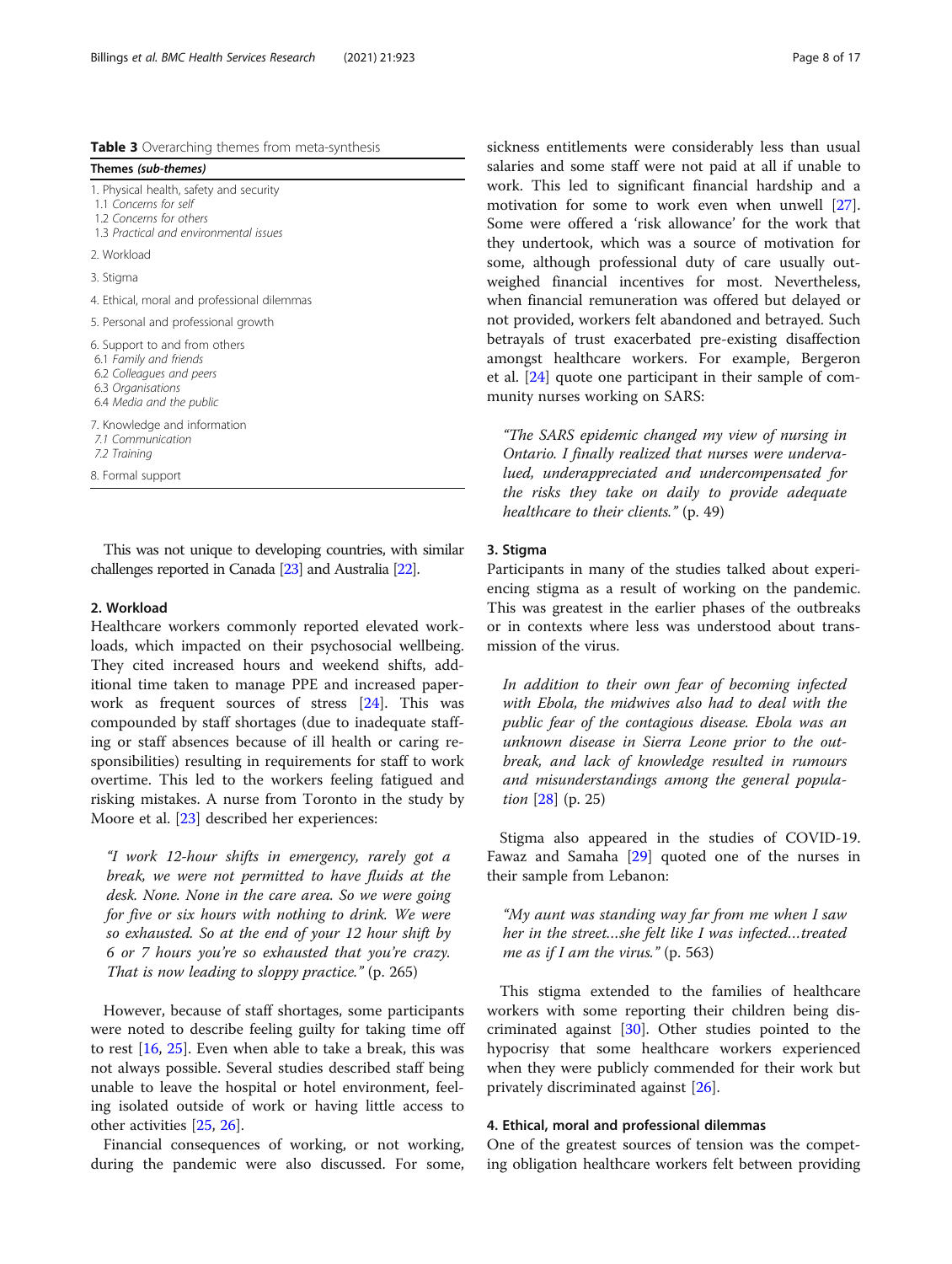**Table 3** Overarching themes from meta-synthesis

| Themes *(sub-themes)* |
|---|
| 1. Physical health, safety and security<br>1.1 *Concerns for self*<br>1.2 *Concerns for others*<br>1.3 *Practical and environmental issues* |
| 2. Workload |
| 3. Stigma |
| 4. Ethical, moral and professional dilemmas |
| 5. Personal and professional growth |
| 6. Support to and from others<br>6.1 *Family and friends*<br>6.2 *Colleagues and peers*<br>6.3 *Organisations*<br>6.4 *Media and the public* |
| 7. Knowledge and information<br>7.1 *Communication*<br>7.2 *Training* |
| 8. Formal support |

This was not unique to developing countries, with similar challenges reported in Canada [23] and Australia [22].

#### 2. Workload

Healthcare workers commonly reported elevated workloads, which impacted on their psychosocial wellbeing. They cited increased hours and weekend shifts, additional time taken to manage PPE and increased paperwork as frequent sources of stress [24]. This was compounded by staff shortages (due to inadequate staffing or staff absences because of ill health or caring responsibilities) resulting in requirements for staff to work overtime. This led to the workers feeling fatigued and risking mistakes. A nurse from Toronto in the study by Moore et al. [23] described her experiences:

> *"I work 12-hour shifts in emergency, rarely got a break, we were not permitted to have fluids at the desk. None. None in the care area. So we were going for five or six hours with nothing to drink. We were so exhausted. So at the end of your 12 hour shift by 6 or 7 hours you're so exhausted that you're crazy. That is now leading to sloppy practice."* (p. 265)

However, because of staff shortages, some participants were noted to describe feeling guilty for taking time off to rest [16, 25]. Even when able to take a break, this was not always possible. Several studies described staff being unable to leave the hospital or hotel environment, feeling isolated outside of work or having little access to other activities [25, 26].

Financial consequences of working, or not working, during the pandemic were also discussed. For some, sickness entitlements were considerably less than usual salaries and some staff were not paid at all if unable to work. This led to significant financial hardship and a motivation for some to work even when unwell [27]. Some were offered a 'risk allowance' for the work that they undertook, which was a source of motivation for some, although professional duty of care usually outweighed financial incentives for most. Nevertheless, when financial remuneration was offered but delayed or not provided, workers felt abandoned and betrayed. Such betrayals of trust exacerbated pre-existing disaffection amongst healthcare workers. For example, Bergeron et al. [24] quote one participant in their sample of community nurses working on SARS:

> *"The SARS epidemic changed my view of nursing in Ontario. I finally realized that nurses were undervalued, underappreciated and undercompensated for the risks they take on daily to provide adequate healthcare to their clients."* (p. 49)

#### 3. Stigma

Participants in many of the studies talked about experiencing stigma as a result of working on the pandemic. This was greatest in the earlier phases of the outbreaks or in contexts where less was understood about transmission of the virus.

> *In addition to their own fear of becoming infected with Ebola, the midwives also had to deal with the public fear of the contagious disease. Ebola was an unknown disease in Sierra Leone prior to the outbreak, and lack of knowledge resulted in rumours and misunderstandings among the general population* [28] (p. 25)

Stigma also appeared in the studies of COVID-19. Fawaz and Samaha [29] quoted one of the nurses in their sample from Lebanon:

> *"My aunt was standing way far from me when I saw her in the street…she felt like I was infected…treated me as if I am the virus."* (p. 563)

This stigma extended to the families of healthcare workers with some reporting their children being discriminated against [30]. Other studies pointed to the hypocrisy that some healthcare workers experienced when they were publicly commended for their work but privately discriminated against [26].

#### 4. Ethical, moral and professional dilemmas

One of the greatest sources of tension was the competing obligation healthcare workers felt between providing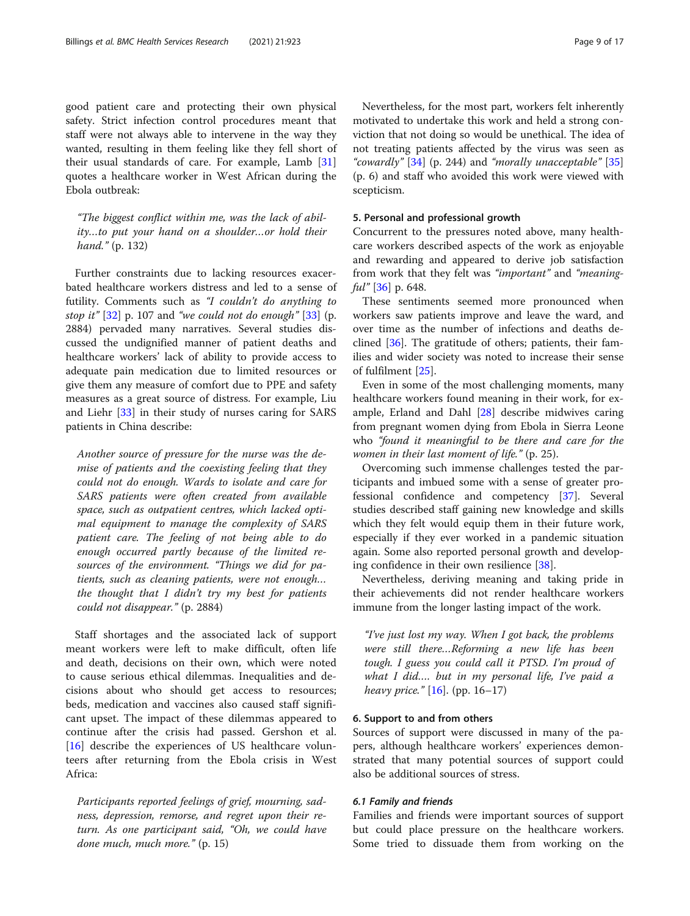good patient care and protecting their own physical safety. Strict infection control procedures meant that staff were not always able to intervene in the way they wanted, resulting in them feeling like they fell short of their usual standards of care. For example, Lamb [31] quotes a healthcare worker in West African during the Ebola outbreak:

> *"The biggest conflict within me, was the lack of ability…to put your hand on a shoulder…or hold their hand."* (p. 132)

Further constraints due to lacking resources exacerbated healthcare workers distress and led to a sense of futility. Comments such as *"I couldn't do anything to stop it"* [32] p. 107 and *"we could not do enough"* [33] (p. 2884) pervaded many narratives. Several studies discussed the undignified manner of patient deaths and healthcare workers' lack of ability to provide access to adequate pain medication due to limited resources or give them any measure of comfort due to PPE and safety measures as a great source of distress. For example, Liu and Liehr [33] in their study of nurses caring for SARS patients in China describe:

> *Another source of pressure for the nurse was the demise of patients and the coexisting feeling that they could not do enough. Wards to isolate and care for SARS patients were often created from available space, such as outpatient centres, which lacked optimal equipment to manage the complexity of SARS patient care. The feeling of not being able to do enough occurred partly because of the limited resources of the environment. "Things we did for patients, such as cleaning patients, were not enough… the thought that I didn't try my best for patients could not disappear."* (p. 2884)

Staff shortages and the associated lack of support meant workers were left to make difficult, often life and death, decisions on their own, which were noted to cause serious ethical dilemmas. Inequalities and decisions about who should get access to resources; beds, medication and vaccines also caused staff significant upset. The impact of these dilemmas appeared to continue after the crisis had passed. Gershon et al. [16] describe the experiences of US healthcare volunteers after returning from the Ebola crisis in West Africa:

> *Participants reported feelings of grief, mourning, sadness, depression, remorse, and regret upon their return. As one participant said, "Oh, we could have done much, much more."* (p. 15)

Nevertheless, for the most part, workers felt inherently motivated to undertake this work and held a strong conviction that not doing so would be unethical. The idea of not treating patients affected by the virus was seen as *"cowardly"* [34] (p. 244) and *"morally unacceptable"* [35] (p. 6) and staff who avoided this work were viewed with scepticism.

#### 5. Personal and professional growth

Concurrent to the pressures noted above, many healthcare workers described aspects of the work as enjoyable and rewarding and appeared to derive job satisfaction from work that they felt was *"important"* and *"meaningful"* [36] p. 648.

These sentiments seemed more pronounced when workers saw patients improve and leave the ward, and over time as the number of infections and deaths declined [36]. The gratitude of others; patients, their families and wider society was noted to increase their sense of fulfilment [25].

Even in some of the most challenging moments, many healthcare workers found meaning in their work, for example, Erland and Dahl [28] describe midwives caring from pregnant women dying from Ebola in Sierra Leone who *"found it meaningful to be there and care for the women in their last moment of life."* (p. 25).

Overcoming such immense challenges tested the participants and imbued some with a sense of greater professional confidence and competency [37]. Several studies described staff gaining new knowledge and skills which they felt would equip them in their future work, especially if they ever worked in a pandemic situation again. Some also reported personal growth and developing confidence in their own resilience [38].

Nevertheless, deriving meaning and taking pride in their achievements did not render healthcare workers immune from the longer lasting impact of the work.

> *"I've just lost my way. When I got back, the problems were still there…Reforming a new life has been tough. I guess you could call it PTSD. I'm proud of what I did…. but in my personal life, I've paid a heavy price."* [16]. (pp. 16–17)

#### 6. Support to and from others

Sources of support were discussed in many of the papers, although healthcare workers' experiences demonstrated that many potential sources of support could also be additional sources of stress.

##### *6.1 Family and friends*

Families and friends were important sources of support but could place pressure on the healthcare workers. Some tried to dissuade them from working on the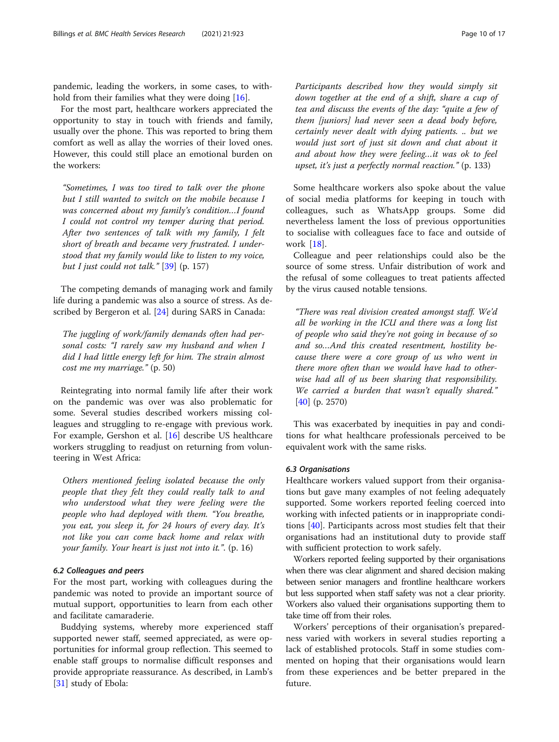pandemic, leading the workers, in some cases, to withhold from their families what they were doing [16].

For the most part, healthcare workers appreciated the opportunity to stay in touch with friends and family, usually over the phone. This was reported to bring them comfort as well as allay the worries of their loved ones. However, this could still place an emotional burden on the workers:

> "Sometimes, I was too tired to talk over the phone but I still wanted to switch on the mobile because I was concerned about my family's condition…I found I could not control my temper during that period. After two sentences of talk with my family, I felt short of breath and became very frustrated. I understood that my family would like to listen to my voice, but I just could not talk." [39] (p. 157)

The competing demands of managing work and family life during a pandemic was also a source of stress. As described by Bergeron et al. [24] during SARS in Canada:

> *The juggling of work/family demands often had personal costs: "I rarely saw my husband and when I did I had little energy left for him. The strain almost cost me my marriage."* (p. 50)

Reintegrating into normal family life after their work on the pandemic was over was also problematic for some. Several studies described workers missing colleagues and struggling to re-engage with previous work. For example, Gershon et al. [16] describe US healthcare workers struggling to readjust on returning from volunteering in West Africa:

> *Others mentioned feeling isolated because the only people that they felt they could really talk to and who understood what they were feeling were the people who had deployed with them. "You breathe, you eat, you sleep it, for 24 hours of every day. It's not like you can come back home and relax with your family. Your heart is just not into it.".* (p. 16)

#### 6.2 Colleagues and peers

For the most part, working with colleagues during the pandemic was noted to provide an important source of mutual support, opportunities to learn from each other and facilitate camaraderie.

Buddying systems, whereby more experienced staff supported newer staff, seemed appreciated, as were opportunities for informal group reflection. This seemed to enable staff groups to normalise difficult responses and provide appropriate reassurance. As described, in Lamb's [31] study of Ebola:

> *Participants described how they would simply sit down together at the end of a shift, share a cup of tea and discuss the events of the day: "quite a few of them [juniors] had never seen a dead body before, certainly never dealt with dying patients. .. but we would just sort of just sit down and chat about it and about how they were feeling…it was ok to feel upset, it's just a perfectly normal reaction."* (p. 133)

Some healthcare workers also spoke about the value of social media platforms for keeping in touch with colleagues, such as WhatsApp groups. Some did nevertheless lament the loss of previous opportunities to socialise with colleagues face to face and outside of work [18].

Colleague and peer relationships could also be the source of some stress. Unfair distribution of work and the refusal of some colleagues to treat patients affected by the virus caused notable tensions.

> "There was real division created amongst staff. We'd all be working in the ICU and there was a long list of people who said they're not going in because of so and so…And this created resentment, hostility because there were a core group of us who went in there more often than we would have had to otherwise had all of us been sharing that responsibility. We carried a burden that wasn't equally shared." [40] (p. 2570)

This was exacerbated by inequities in pay and conditions for what healthcare professionals perceived to be equivalent work with the same risks.

#### 6.3 Organisations

Healthcare workers valued support from their organisations but gave many examples of not feeling adequately supported. Some workers reported feeling coerced into working with infected patients or in inappropriate conditions [40]. Participants across most studies felt that their organisations had an institutional duty to provide staff with sufficient protection to work safely.

Workers reported feeling supported by their organisations when there was clear alignment and shared decision making between senior managers and frontline healthcare workers but less supported when staff safety was not a clear priority. Workers also valued their organisations supporting them to take time off from their roles.

Workers' perceptions of their organisation's preparedness varied with workers in several studies reporting a lack of established protocols. Staff in some studies commented on hoping that their organisations would learn from these experiences and be better prepared in the future.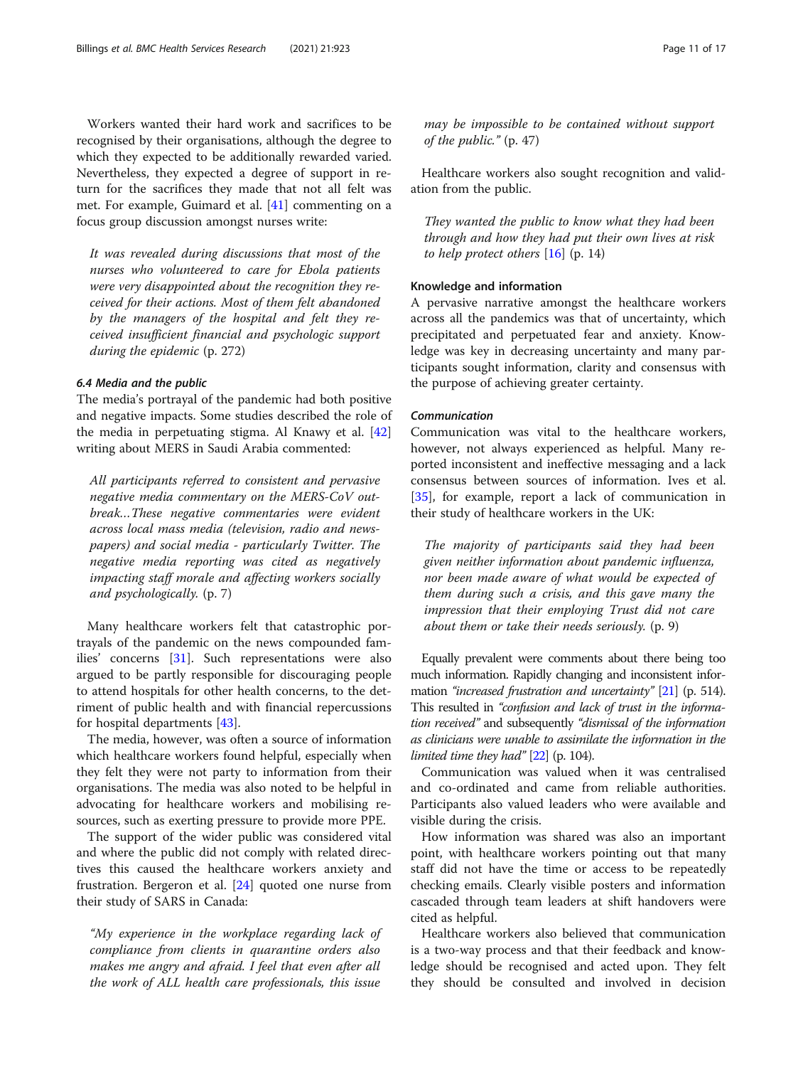Workers wanted their hard work and sacrifices to be recognised by their organisations, although the degree to which they expected to be additionally rewarded varied. Nevertheless, they expected a degree of support in return for the sacrifices they made that not all felt was met. For example, Guimard et al. [41] commenting on a focus group discussion amongst nurses write:

> *It was revealed during discussions that most of the nurses who volunteered to care for Ebola patients were very disappointed about the recognition they received for their actions. Most of them felt abandoned by the managers of the hospital and felt they received insufficient financial and psychologic support during the epidemic* (p. 272)

#### *6.4 Media and the public*

The media's portrayal of the pandemic had both positive and negative impacts. Some studies described the role of the media in perpetuating stigma. Al Knawy et al. [42] writing about MERS in Saudi Arabia commented:

> *All participants referred to consistent and pervasive negative media commentary on the MERS-CoV outbreak…These negative commentaries were evident across local mass media (television, radio and newspapers) and social media - particularly Twitter. The negative media reporting was cited as negatively impacting staff morale and affecting workers socially and psychologically.* (p. 7)

Many healthcare workers felt that catastrophic portrayals of the pandemic on the news compounded families' concerns [31]. Such representations were also argued to be partly responsible for discouraging people to attend hospitals for other health concerns, to the detriment of public health and with financial repercussions for hospital departments [43].

The media, however, was often a source of information which healthcare workers found helpful, especially when they felt they were not party to information from their organisations. The media was also noted to be helpful in advocating for healthcare workers and mobilising resources, such as exerting pressure to provide more PPE.

The support of the wider public was considered vital and where the public did not comply with related directives this caused the healthcare workers anxiety and frustration. Bergeron et al. [24] quoted one nurse from their study of SARS in Canada:

> *"My experience in the workplace regarding lack of compliance from clients in quarantine orders also makes me angry and afraid. I feel that even after all the work of ALL health care professionals, this issue may be impossible to be contained without support of the public."* (p. 47)

Healthcare workers also sought recognition and validation from the public.

> *They wanted the public to know what they had been through and how they had put their own lives at risk to help protect others* [16] (p. 14)

### Knowledge and information

A pervasive narrative amongst the healthcare workers across all the pandemics was that of uncertainty, which precipitated and perpetuated fear and anxiety. Knowledge was key in decreasing uncertainty and many participants sought information, clarity and consensus with the purpose of achieving greater certainty.

#### *Communication*

Communication was vital to the healthcare workers, however, not always experienced as helpful. Many reported inconsistent and ineffective messaging and a lack consensus between sources of information. Ives et al. [35], for example, report a lack of communication in their study of healthcare workers in the UK:

> *The majority of participants said they had been given neither information about pandemic influenza, nor been made aware of what would be expected of them during such a crisis, and this gave many the impression that their employing Trust did not care about them or take their needs seriously.* (p. 9)

Equally prevalent were comments about there being too much information. Rapidly changing and inconsistent information *"increased frustration and uncertainty"* [21] (p. 514). This resulted in *"confusion and lack of trust in the information received"* and subsequently *"dismissal of the information as clinicians were unable to assimilate the information in the limited time they had"* [22] (p. 104).

Communication was valued when it was centralised and co-ordinated and came from reliable authorities. Participants also valued leaders who were available and visible during the crisis.

How information was shared was also an important point, with healthcare workers pointing out that many staff did not have the time or access to be repeatedly checking emails. Clearly visible posters and information cascaded through team leaders at shift handovers were cited as helpful.

Healthcare workers also believed that communication is a two-way process and that their feedback and knowledge should be recognised and acted upon. They felt they should be consulted and involved in decision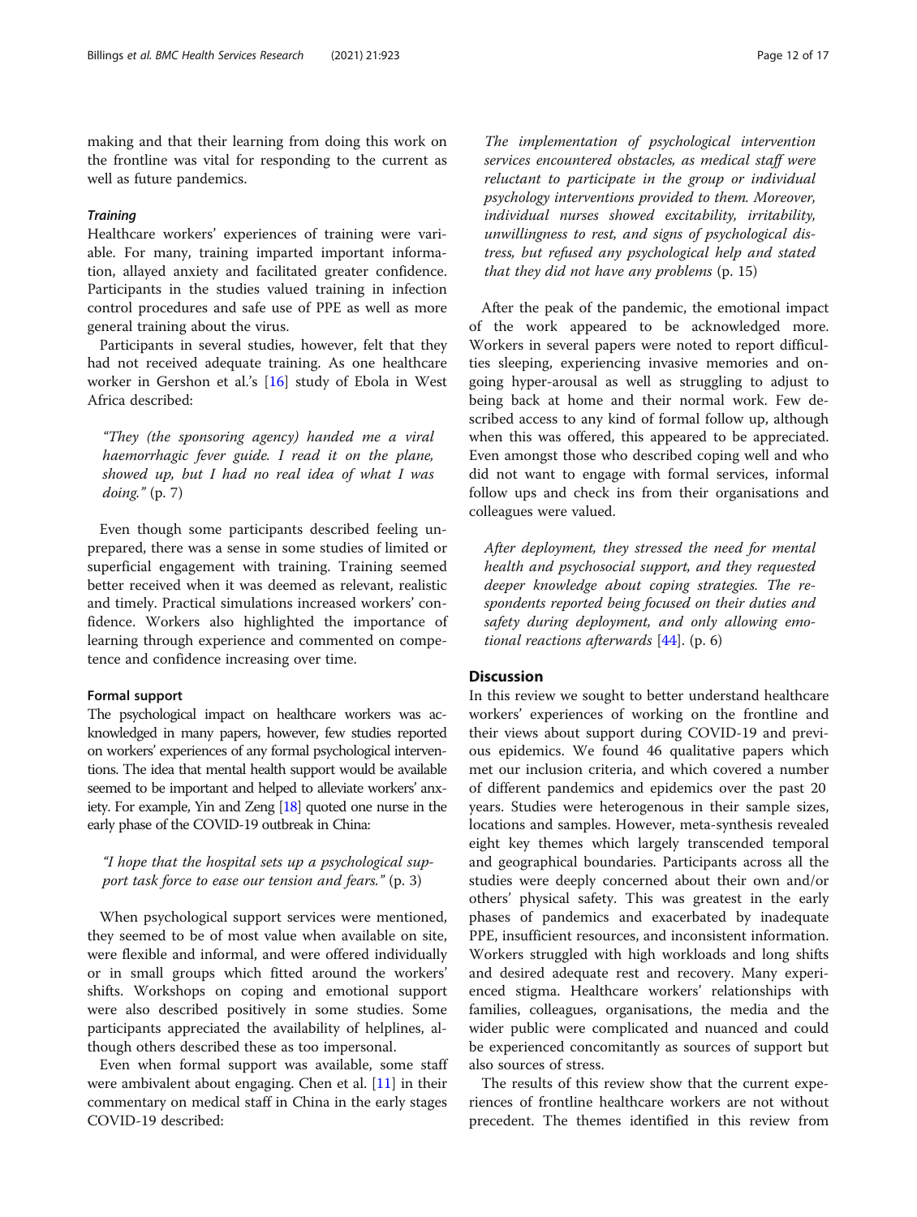making and that their learning from doing this work on the frontline was vital for responding to the current as well as future pandemics.

#### *Training*

Healthcare workers' experiences of training were variable. For many, training imparted important information, allayed anxiety and facilitated greater confidence. Participants in the studies valued training in infection control procedures and safe use of PPE as well as more general training about the virus.

Participants in several studies, however, felt that they had not received adequate training. As one healthcare worker in Gershon et al.'s [16] study of Ebola in West Africa described:

> *"They (the sponsoring agency) handed me a viral haemorrhagic fever guide. I read it on the plane, showed up, but I had no real idea of what I was doing."* (p. 7)

Even though some participants described feeling unprepared, there was a sense in some studies of limited or superficial engagement with training. Training seemed better received when it was deemed as relevant, realistic and timely. Practical simulations increased workers' confidence. Workers also highlighted the importance of learning through experience and commented on competence and confidence increasing over time.

#### Formal support

The psychological impact on healthcare workers was acknowledged in many papers, however, few studies reported on workers' experiences of any formal psychological interventions. The idea that mental health support would be available seemed to be important and helped to alleviate workers' anxiety. For example, Yin and Zeng [18] quoted one nurse in the early phase of the COVID-19 outbreak in China:

> *"I hope that the hospital sets up a psychological support task force to ease our tension and fears."* (p. 3)

When psychological support services were mentioned, they seemed to be of most value when available on site, were flexible and informal, and were offered individually or in small groups which fitted around the workers' shifts. Workshops on coping and emotional support were also described positively in some studies. Some participants appreciated the availability of helplines, although others described these as too impersonal.

Even when formal support was available, some staff were ambivalent about engaging. Chen et al. [11] in their commentary on medical staff in China in the early stages COVID-19 described:

> *The implementation of psychological intervention services encountered obstacles, as medical staff were reluctant to participate in the group or individual psychology interventions provided to them. Moreover, individual nurses showed excitability, irritability, unwillingness to rest, and signs of psychological distress, but refused any psychological help and stated that they did not have any problems* (p. 15)

After the peak of the pandemic, the emotional impact of the work appeared to be acknowledged more. Workers in several papers were noted to report difficulties sleeping, experiencing invasive memories and ongoing hyper-arousal as well as struggling to adjust to being back at home and their normal work. Few described access to any kind of formal follow up, although when this was offered, this appeared to be appreciated. Even amongst those who described coping well and who did not want to engage with formal services, informal follow ups and check ins from their organisations and colleagues were valued.

> *After deployment, they stressed the need for mental health and psychosocial support, and they requested deeper knowledge about coping strategies. The respondents reported being focused on their duties and safety during deployment, and only allowing emotional reactions afterwards* [44]. (p. 6)

## Discussion

In this review we sought to better understand healthcare workers' experiences of working on the frontline and their views about support during COVID-19 and previous epidemics. We found 46 qualitative papers which met our inclusion criteria, and which covered a number of different pandemics and epidemics over the past 20 years. Studies were heterogenous in their sample sizes, locations and samples. However, meta-synthesis revealed eight key themes which largely transcended temporal and geographical boundaries. Participants across all the studies were deeply concerned about their own and/or others' physical safety. This was greatest in the early phases of pandemics and exacerbated by inadequate PPE, insufficient resources, and inconsistent information. Workers struggled with high workloads and long shifts and desired adequate rest and recovery. Many experienced stigma. Healthcare workers' relationships with families, colleagues, organisations, the media and the wider public were complicated and nuanced and could be experienced concomitantly as sources of support but also sources of stress.

The results of this review show that the current experiences of frontline healthcare workers are not without precedent. The themes identified in this review from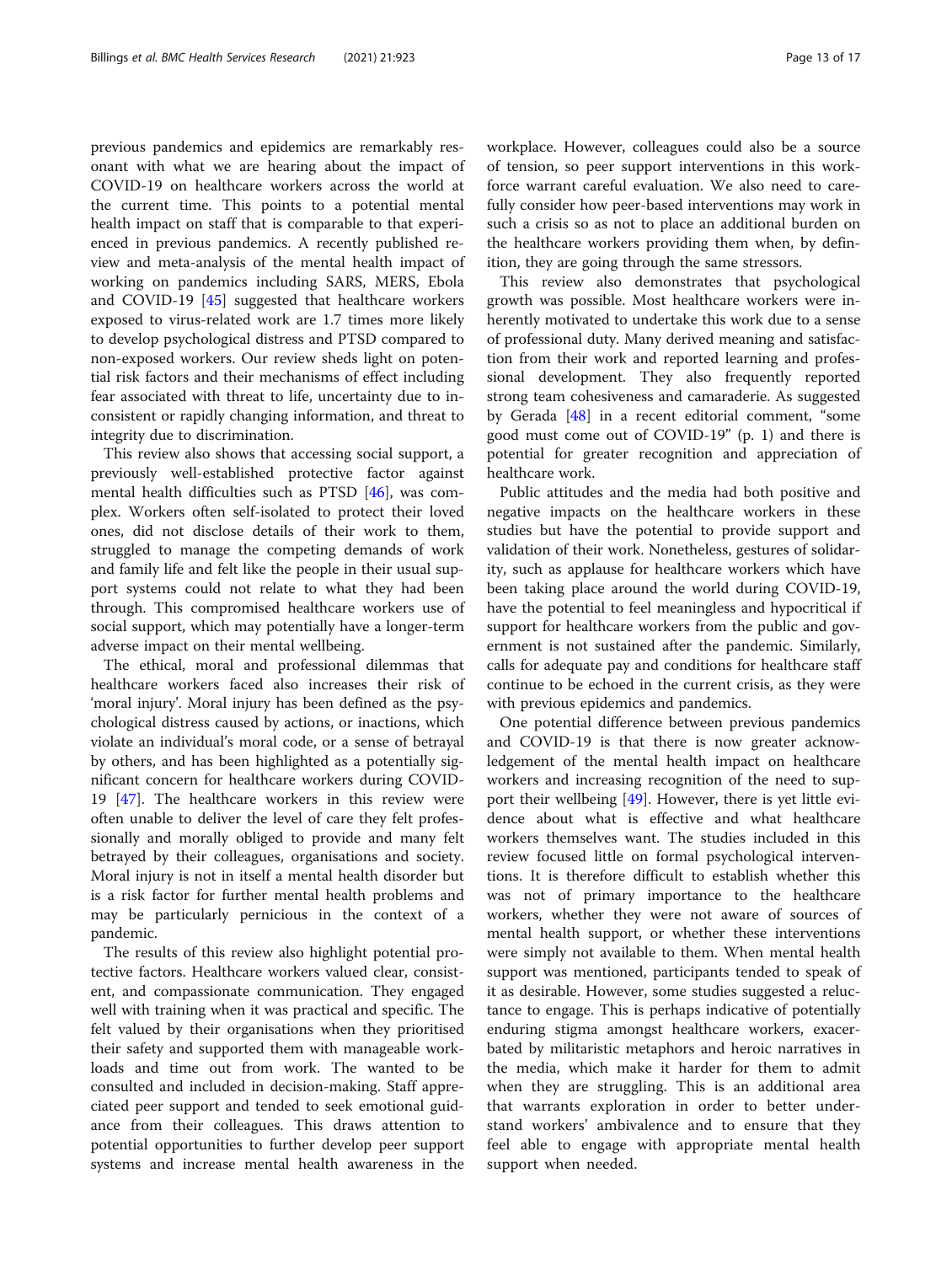previous pandemics and epidemics are remarkably resonant with what we are hearing about the impact of COVID-19 on healthcare workers across the world at the current time. This points to a potential mental health impact on staff that is comparable to that experienced in previous pandemics. A recently published review and meta-analysis of the mental health impact of working on pandemics including SARS, MERS, Ebola and COVID-19 [45] suggested that healthcare workers exposed to virus-related work are 1.7 times more likely to develop psychological distress and PTSD compared to non-exposed workers. Our review sheds light on potential risk factors and their mechanisms of effect including fear associated with threat to life, uncertainty due to inconsistent or rapidly changing information, and threat to integrity due to discrimination.

This review also shows that accessing social support, a previously well-established protective factor against mental health difficulties such as PTSD [46], was complex. Workers often self-isolated to protect their loved ones, did not disclose details of their work to them, struggled to manage the competing demands of work and family life and felt like the people in their usual support systems could not relate to what they had been through. This compromised healthcare workers use of social support, which may potentially have a longer-term adverse impact on their mental wellbeing.

The ethical, moral and professional dilemmas that healthcare workers faced also increases their risk of 'moral injury'. Moral injury has been defined as the psychological distress caused by actions, or inactions, which violate an individual's moral code, or a sense of betrayal by others, and has been highlighted as a potentially significant concern for healthcare workers during COVID-19 [47]. The healthcare workers in this review were often unable to deliver the level of care they felt professionally and morally obliged to provide and many felt betrayed by their colleagues, organisations and society. Moral injury is not in itself a mental health disorder but is a risk factor for further mental health problems and may be particularly pernicious in the context of a pandemic.

The results of this review also highlight potential protective factors. Healthcare workers valued clear, consistent, and compassionate communication. They engaged well with training when it was practical and specific. The felt valued by their organisations when they prioritised their safety and supported them with manageable workloads and time out from work. The wanted to be consulted and included in decision-making. Staff appreciated peer support and tended to seek emotional guidance from their colleagues. This draws attention to potential opportunities to further develop peer support systems and increase mental health awareness in the workplace. However, colleagues could also be a source of tension, so peer support interventions in this workforce warrant careful evaluation. We also need to carefully consider how peer-based interventions may work in such a crisis so as not to place an additional burden on the healthcare workers providing them when, by definition, they are going through the same stressors.

This review also demonstrates that psychological growth was possible. Most healthcare workers were inherently motivated to undertake this work due to a sense of professional duty. Many derived meaning and satisfaction from their work and reported learning and professional development. They also frequently reported strong team cohesiveness and camaraderie. As suggested by Gerada [48] in a recent editorial comment, "some good must come out of COVID-19" (p. 1) and there is potential for greater recognition and appreciation of healthcare work.

Public attitudes and the media had both positive and negative impacts on the healthcare workers in these studies but have the potential to provide support and validation of their work. Nonetheless, gestures of solidarity, such as applause for healthcare workers which have been taking place around the world during COVID-19, have the potential to feel meaningless and hypocritical if support for healthcare workers from the public and government is not sustained after the pandemic. Similarly, calls for adequate pay and conditions for healthcare staff continue to be echoed in the current crisis, as they were with previous epidemics and pandemics.

One potential difference between previous pandemics and COVID-19 is that there is now greater acknowledgement of the mental health impact on healthcare workers and increasing recognition of the need to support their wellbeing [49]. However, there is yet little evidence about what is effective and what healthcare workers themselves want. The studies included in this review focused little on formal psychological interventions. It is therefore difficult to establish whether this was not of primary importance to the healthcare workers, whether they were not aware of sources of mental health support, or whether these interventions were simply not available to them. When mental health support was mentioned, participants tended to speak of it as desirable. However, some studies suggested a reluctance to engage. This is perhaps indicative of potentially enduring stigma amongst healthcare workers, exacerbated by militaristic metaphors and heroic narratives in the media, which make it harder for them to admit when they are struggling. This is an additional area that warrants exploration in order to better understand workers' ambivalence and to ensure that they feel able to engage with appropriate mental health support when needed.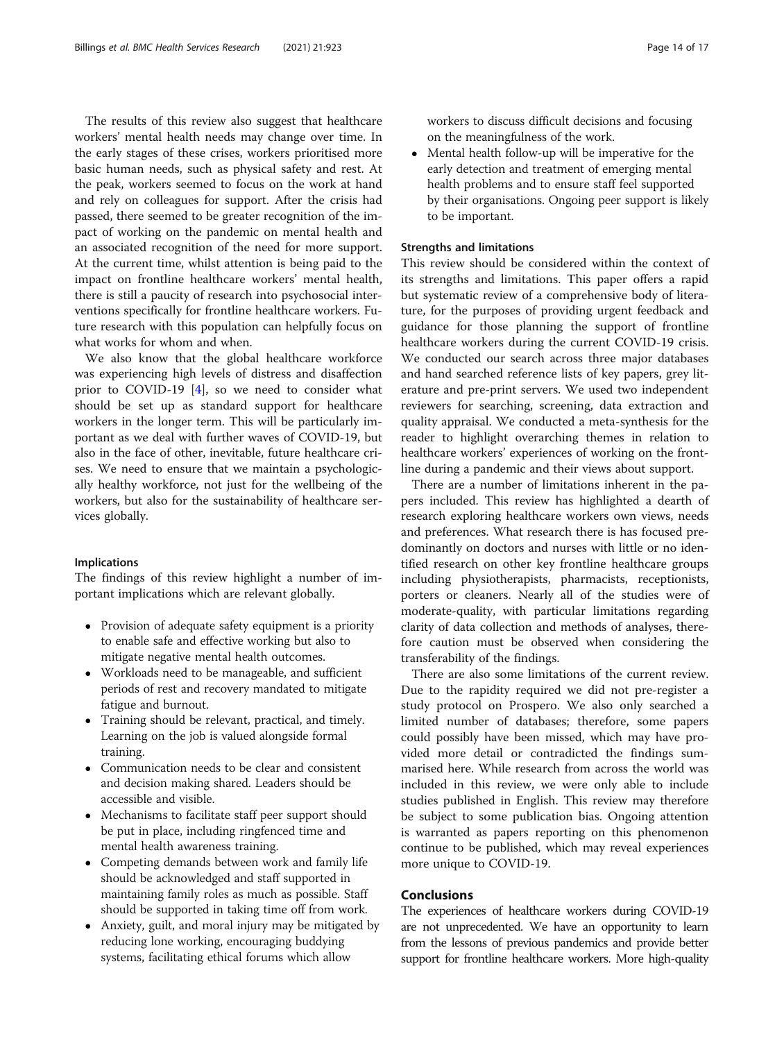The results of this review also suggest that healthcare workers' mental health needs may change over time. In the early stages of these crises, workers prioritised more basic human needs, such as physical safety and rest. At the peak, workers seemed to focus on the work at hand and rely on colleagues for support. After the crisis had passed, there seemed to be greater recognition of the impact of working on the pandemic on mental health and an associated recognition of the need for more support. At the current time, whilst attention is being paid to the impact on frontline healthcare workers' mental health, there is still a paucity of research into psychosocial interventions specifically for frontline healthcare workers. Future research with this population can helpfully focus on what works for whom and when.

We also know that the global healthcare workforce was experiencing high levels of distress and disaffection prior to COVID-19 [4], so we need to consider what should be set up as standard support for healthcare workers in the longer term. This will be particularly important as we deal with further waves of COVID-19, but also in the face of other, inevitable, future healthcare crises. We need to ensure that we maintain a psychologically healthy workforce, not just for the wellbeing of the workers, but also for the sustainability of healthcare services globally.

### Implications

The findings of this review highlight a number of important implications which are relevant globally.

- Provision of adequate safety equipment is a priority to enable safe and effective working but also to mitigate negative mental health outcomes.
- Workloads need to be manageable, and sufficient periods of rest and recovery mandated to mitigate fatigue and burnout.
- Training should be relevant, practical, and timely. Learning on the job is valued alongside formal training.
- Communication needs to be clear and consistent and decision making shared. Leaders should be accessible and visible.
- Mechanisms to facilitate staff peer support should be put in place, including ringfenced time and mental health awareness training.
- Competing demands between work and family life should be acknowledged and staff supported in maintaining family roles as much as possible. Staff should be supported in taking time off from work.
- Anxiety, guilt, and moral injury may be mitigated by reducing lone working, encouraging buddying systems, facilitating ethical forums which allow workers to discuss difficult decisions and focusing on the meaningfulness of the work.
- Mental health follow-up will be imperative for the early detection and treatment of emerging mental health problems and to ensure staff feel supported by their organisations. Ongoing peer support is likely to be important.

### Strengths and limitations

This review should be considered within the context of its strengths and limitations. This paper offers a rapid but systematic review of a comprehensive body of literature, for the purposes of providing urgent feedback and guidance for those planning the support of frontline healthcare workers during the current COVID-19 crisis. We conducted our search across three major databases and hand searched reference lists of key papers, grey literature and pre-print servers. We used two independent reviewers for searching, screening, data extraction and quality appraisal. We conducted a meta-synthesis for the reader to highlight overarching themes in relation to healthcare workers' experiences of working on the frontline during a pandemic and their views about support.

There are a number of limitations inherent in the papers included. This review has highlighted a dearth of research exploring healthcare workers own views, needs and preferences. What research there is has focused predominantly on doctors and nurses with little or no identified research on other key frontline healthcare groups including physiotherapists, pharmacists, receptionists, porters or cleaners. Nearly all of the studies were of moderate-quality, with particular limitations regarding clarity of data collection and methods of analyses, therefore caution must be observed when considering the transferability of the findings.

There are also some limitations of the current review. Due to the rapidity required we did not pre-register a study protocol on Prospero. We also only searched a limited number of databases; therefore, some papers could possibly have been missed, which may have provided more detail or contradicted the findings summarised here. While research from across the world was included in this review, we were only able to include studies published in English. This review may therefore be subject to some publication bias. Ongoing attention is warranted as papers reporting on this phenomenon continue to be published, which may reveal experiences more unique to COVID-19.

## Conclusions

The experiences of healthcare workers during COVID-19 are not unprecedented. We have an opportunity to learn from the lessons of previous pandemics and provide better support for frontline healthcare workers. More high-quality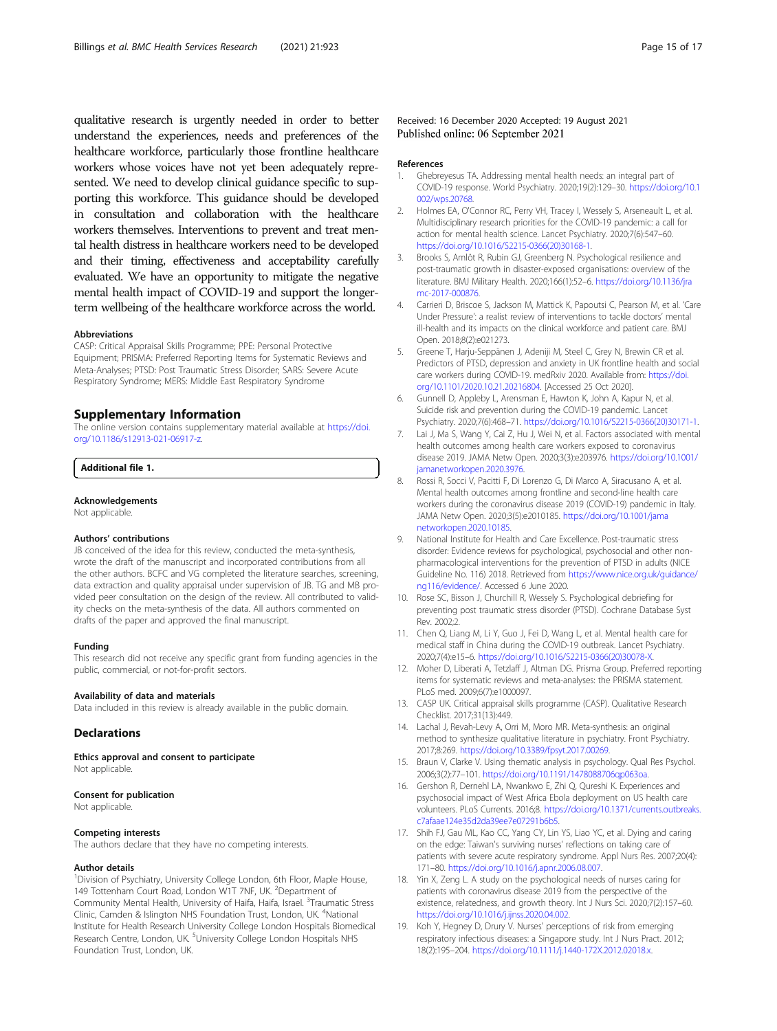qualitative research is urgently needed in order to better understand the experiences, needs and preferences of the healthcare workforce, particularly those frontline healthcare workers whose voices have not yet been adequately represented. We need to develop clinical guidance specific to supporting this workforce. This guidance should be developed in consultation and collaboration with the healthcare workers themselves. Interventions to prevent and treat mental health distress in healthcare workers need to be developed and their timing, effectiveness and acceptability carefully evaluated. We have an opportunity to mitigate the negative mental health impact of COVID-19 and support the longer-term wellbeing of the healthcare workforce across the world.

#### Abbreviations

CASP: Critical Appraisal Skills Programme; PPE: Personal Protective Equipment; PRISMA: Preferred Reporting Items for Systematic Reviews and Meta-Analyses; PTSD: Post Traumatic Stress Disorder; SARS: Severe Acute Respiratory Syndrome; MERS: Middle East Respiratory Syndrome

## Supplementary Information

The online version contains supplementary material available at https://doi.org/10.1186/s12913-021-06917-z.

**Additional file 1.**

#### Acknowledgements

Not applicable.

#### Authors' contributions

JB conceived of the idea for this review, conducted the meta-synthesis, wrote the draft of the manuscript and incorporated contributions from all the other authors. BCFC and VG completed the literature searches, screening, data extraction and quality appraisal under supervision of JB. TG and MB provided peer consultation on the design of the review. All contributed to validity checks on the meta-synthesis of the data. All authors commented on drafts of the paper and approved the final manuscript.

#### Funding

This research did not receive any specific grant from funding agencies in the public, commercial, or not-for-profit sectors.

#### Availability of data and materials

Data included in this review is already available in the public domain.

## Declarations

#### Ethics approval and consent to participate

Not applicable.

#### Consent for publication

Not applicable.

#### Competing interests

The authors declare that they have no competing interests.

#### Author details

[1]Division of Psychiatry, University College London, 6th Floor, Maple House, 149 Tottenham Court Road, London W1T 7NF, UK. [2]Department of Community Mental Health, University of Haifa, Haifa, Israel. [3]Traumatic Stress Clinic, Camden & Islington NHS Foundation Trust, London, UK. [4]National Institute for Health Research University College London Hospitals Biomedical Research Centre, London, UK. [5]University College London Hospitals NHS Foundation Trust, London, UK.

Received: 16 December 2020 Accepted: 19 August 2021
Published online: 06 September 2021

#### References

1. Ghebreyesus TA. Addressing mental health needs: an integral part of COVID-19 response. World Psychiatry. 2020;19(2):129–30. https://doi.org/10.1002/wps.20768.
2. Holmes EA, O'Connor RC, Perry VH, Tracey I, Wessely S, Arseneault L, et al. Multidisciplinary research priorities for the COVID-19 pandemic: a call for action for mental health science. Lancet Psychiatry. 2020;7(6):547–60. https://doi.org/10.1016/S2215-0366(20)30168-1.
3. Brooks S, Amlôt R, Rubin GJ, Greenberg N. Psychological resilience and post-traumatic growth in disaster-exposed organisations: overview of the literature. BMJ Military Health. 2020;166(1):52–6. https://doi.org/10.1136/jramc-2017-000876.
4. Carrieri D, Briscoe S, Jackson M, Mattick K, Papoutsi C, Pearson M, et al. 'Care Under Pressure': a realist review of interventions to tackle doctors' mental ill-health and its impacts on the clinical workforce and patient care. BMJ Open. 2018;8(2):e021273.
5. Greene T, Harju-Seppänen J, Adeniji M, Steel C, Grey N, Brewin CR et al. Predictors of PTSD, depression and anxiety in UK frontline health and social care workers during COVID-19. medRxiv 2020. Available from: https://doi.org/10.1101/2020.10.21.20216804. [Accessed 25 Oct 2020].
6. Gunnell D, Appleby L, Arensman E, Hawton K, John A, Kapur N, et al. Suicide risk and prevention during the COVID-19 pandemic. Lancet Psychiatry. 2020;7(6):468–71. https://doi.org/10.1016/S2215-0366(20)30171-1.
7. Lai J, Ma S, Wang Y, Cai Z, Hu J, Wei N, et al. Factors associated with mental health outcomes among health care workers exposed to coronavirus disease 2019. JAMA Netw Open. 2020;3(3):e203976. https://doi.org/10.1001/jamanetworkopen.2020.3976.
8. Rossi R, Socci V, Pacitti F, Di Lorenzo G, Di Marco A, Siracusano A, et al. Mental health outcomes among frontline and second-line health care workers during the coronavirus disease 2019 (COVID-19) pandemic in Italy. JAMA Netw Open. 2020;3(5):e2010185. https://doi.org/10.1001/jamanetworkopen.2020.10185.
9. National Institute for Health and Care Excellence. Post-traumatic stress disorder: Evidence reviews for psychological, psychosocial and other non-pharmacological interventions for the prevention of PTSD in adults (NICE Guideline No. 116) 2018. Retrieved from https://www.nice.org.uk/guidance/ng116/evidence/. Accessed 6 June 2020.
10. Rose SC, Bisson J, Churchill R, Wessely S. Psychological debriefing for preventing post traumatic stress disorder (PTSD). Cochrane Database Syst Rev. 2002;2.
11. Chen Q, Liang M, Li Y, Guo J, Fei D, Wang L, et al. Mental health care for medical staff in China during the COVID-19 outbreak. Lancet Psychiatry. 2020;7(4):e15–6. https://doi.org/10.1016/S2215-0366(20)30078-X.
12. Moher D, Liberati A, Tetzlaff J, Altman DG. Prisma Group. Preferred reporting items for systematic reviews and meta-analyses: the PRISMA statement. PLoS med. 2009;6(7):e1000097.
13. CASP UK. Critical appraisal skills programme (CASP). Qualitative Research Checklist. 2017;31(13):449.
14. Lachal J, Revah-Levy A, Orri M, Moro MR. Meta-synthesis: an original method to synthesize qualitative literature in psychiatry. Front Psychiatry. 2017;8:269. https://doi.org/10.3389/fpsyt.2017.00269.
15. Braun V, Clarke V. Using thematic analysis in psychology. Qual Res Psychol. 2006;3(2):77–101. https://doi.org/10.1191/1478088706qp063oa.
16. Gershon R, Dernehl LA, Nwankwo E, Zhi Q, Qureshi K. Experiences and psychosocial impact of West Africa Ebola deployment on US health care volunteers. PLoS Currents. 2016;8. https://doi.org/10.1371/currents.outbreaks.c7afaae124e35d2da39ee7e07291b6b5.
17. Shih FJ, Gau ML, Kao CC, Yang CY, Lin YS, Liao YC, et al. Dying and caring on the edge: Taiwan's surviving nurses' reflections on taking care of patients with severe acute respiratory syndrome. Appl Nurs Res. 2007;20(4):171–80. https://doi.org/10.1016/j.apnr.2006.08.007.
18. Yin X, Zeng L. A study on the psychological needs of nurses caring for patients with coronavirus disease 2019 from the perspective of the existence, relatedness, and growth theory. Int J Nurs Sci. 2020;7(2):157–60. https://doi.org/10.1016/j.ijnss.2020.04.002.
19. Koh Y, Hegney D, Drury V. Nurses' perceptions of risk from emerging respiratory infectious diseases: a Singapore study. Int J Nurs Pract. 2012;18(2):195–204. https://doi.org/10.1111/j.1440-172X.2012.02018.x.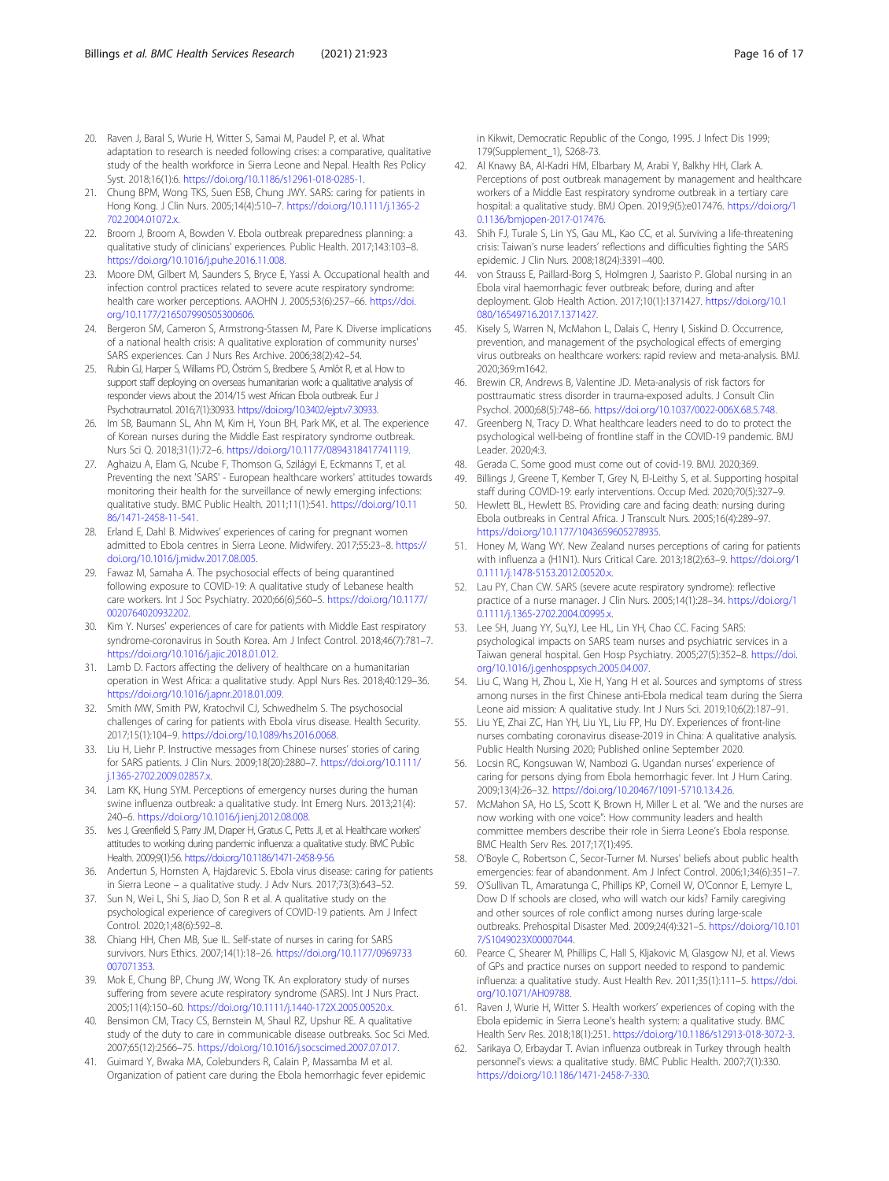20. Raven J, Baral S, Wurie H, Witter S, Samai M, Paudel P, et al. What adaptation to research is needed following crises: a comparative, qualitative study of the health workforce in Sierra Leone and Nepal. Health Res Policy Syst. 2018;16(1):6. https://doi.org/10.1186/s12961-018-0285-1.
21. Chung BPM, Wong TKS, Suen ESB, Chung JWY. SARS: caring for patients in Hong Kong. J Clin Nurs. 2005;14(4):510–7. https://doi.org/10.1111/j.1365-2702.2004.01072.x.
22. Broom J, Broom A, Bowden V. Ebola outbreak preparedness planning: a qualitative study of clinicians' experiences. Public Health. 2017;143:103–8. https://doi.org/10.1016/j.puhe.2016.11.008.
23. Moore DM, Gilbert M, Saunders S, Bryce E, Yassi A. Occupational health and infection control practices related to severe acute respiratory syndrome: health care worker perceptions. AAOHN J. 2005;53(6):257–66. https://doi.org/10.1177/216507990505300606.
24. Bergeron SM, Cameron S, Armstrong-Stassen M, Pare K. Diverse implications of a national health crisis: A qualitative exploration of community nurses' SARS experiences. Can J Nurs Res Archive. 2006;38(2):42–54.
25. Rubin GJ, Harper S, Williams PD, Öström S, Bredbere S, Amlôt R, et al. How to support staff deploying on overseas humanitarian work: a qualitative analysis of responder views about the 2014/15 west African Ebola outbreak. Eur J Psychotraumatol. 2016;7(1):30933. https://doi.org/10.3402/ejpt.v7.30933.
26. Im SB, Baumann SL, Ahn M, Kim H, Youn BH, Park MK, et al. The experience of Korean nurses during the Middle East respiratory syndrome outbreak. Nurs Sci Q. 2018;31(1):72–6. https://doi.org/10.1177/0894318417741119.
27. Aghaizu A, Elam G, Ncube F, Thomson G, Szilágyi E, Eckmanns T, et al. Preventing the next 'SARS' - European healthcare workers' attitudes towards monitoring their health for the surveillance of newly emerging infections: qualitative study. BMC Public Health. 2011;11(1):541. https://doi.org/10.1186/1471-2458-11-541.
28. Erland E, Dahl B. Midwives' experiences of caring for pregnant women admitted to Ebola centres in Sierra Leone. Midwifery. 2017;55:23–8. https://doi.org/10.1016/j.midw.2017.08.005.
29. Fawaz M, Samaha A. The psychosocial effects of being quarantined following exposure to COVID-19: A qualitative study of Lebanese health care workers. Int J Soc Psychiatry. 2020;66(6);560–5. https://doi.org/10.1177/0020764020932202.
30. Kim Y. Nurses' experiences of care for patients with Middle East respiratory syndrome-coronavirus in South Korea. Am J Infect Control. 2018;46(7):781–7. https://doi.org/10.1016/j.ajic.2018.01.012.
31. Lamb D. Factors affecting the delivery of healthcare on a humanitarian operation in West Africa: a qualitative study. Appl Nurs Res. 2018;40:129–36. https://doi.org/10.1016/j.apnr.2018.01.009.
32. Smith MW, Smith PW, Kratochvil CJ, Schwedhelm S. The psychosocial challenges of caring for patients with Ebola virus disease. Health Security. 2017;15(1):104–9. https://doi.org/10.1089/hs.2016.0068.
33. Liu H, Liehr P. Instructive messages from Chinese nurses' stories of caring for SARS patients. J Clin Nurs. 2009;18(20):2880–7. https://doi.org/10.1111/j.1365-2702.2009.02857.x.
34. Lam KK, Hung SYM. Perceptions of emergency nurses during the human swine influenza outbreak: a qualitative study. Int Emerg Nurs. 2013;21(4):240–6. https://doi.org/10.1016/j.ienj.2012.08.008.
35. Ives J, Greenfield S, Parry JM, Draper H, Gratus C, Petts JI, et al. Healthcare workers' attitudes to working during pandemic influenza: a qualitative study. BMC Public Health. 2009;9(1):56. https://doi.org/10.1186/1471-2458-9-56.
36. Andertun S, Hornsten A, Hajdarevic S. Ebola virus disease: caring for patients in Sierra Leone – a qualitative study. J Adv Nurs. 2017;73(3):643–52.
37. Sun N, Wei L, Shi S, Jiao D, Son R et al. A qualitative study on the psychological experience of caregivers of COVID-19 patients. Am J Infect Control. 2020;1;48(6):592–8.
38. Chiang HH, Chen MB, Sue IL. Self-state of nurses in caring for SARS survivors. Nurs Ethics. 2007;14(1):18–26. https://doi.org/10.1177/0969733007071353.
39. Mok E, Chung BP, Chung JW, Wong TK. An exploratory study of nurses suffering from severe acute respiratory syndrome (SARS). Int J Nurs Pract. 2005;11(4):150–60. https://doi.org/10.1111/j.1440-172X.2005.00520.x.
40. Bensimon CM, Tracy CS, Bernstein M, Shaul RZ, Upshur RE. A qualitative study of the duty to care in communicable disease outbreaks. Soc Sci Med. 2007;65(12):2566–75. https://doi.org/10.1016/j.socscimed.2007.07.017.
41. Guimard Y, Bwaka MA, Colebunders R, Calain P, Massamba M et al. Organization of patient care during the Ebola hemorrhagic fever epidemic in Kikwit, Democratic Republic of the Congo, 1995. J Infect Dis 1999; 179(Supplement_1), S268-73.
42. Al Knawy BA, Al-Kadri HM, Elbarbary M, Arabi Y, Balkhy HH, Clark A. Perceptions of post outbreak management by management and healthcare workers of a Middle East respiratory syndrome outbreak in a tertiary care hospital: a qualitative study. BMJ Open. 2019;9(5):e017476. https://doi.org/10.1136/bmjopen-2017-017476.
43. Shih FJ, Turale S, Lin YS, Gau ML, Kao CC, et al. Surviving a life-threatening crisis: Taiwan's nurse leaders' reflections and difficulties fighting the SARS epidemic. J Clin Nurs. 2008;18(24):3391–400.
44. von Strauss E, Paillard-Borg S, Holmgren J, Saaristo P. Global nursing in an Ebola viral haemorrhagic fever outbreak: before, during and after deployment. Glob Health Action. 2017;10(1):1371427. https://doi.org/10.1080/16549716.2017.1371427.
45. Kisely S, Warren N, McMahon L, Dalais C, Henry I, Siskind D. Occurrence, prevention, and management of the psychological effects of emerging virus outbreaks on healthcare workers: rapid review and meta-analysis. BMJ. 2020;369:m1642.
46. Brewin CR, Andrews B, Valentine JD. Meta-analysis of risk factors for posttraumatic stress disorder in trauma-exposed adults. J Consult Clin Psychol. 2000;68(5):748–66. https://doi.org/10.1037/0022-006X.68.5.748.
47. Greenberg N, Tracy D. What healthcare leaders need to do to protect the psychological well-being of frontline staff in the COVID-19 pandemic. BMJ Leader. 2020;4:3.
48. Gerada C. Some good must come out of covid-19. BMJ. 2020;369.
49. Billings J, Greene T, Kember T, Grey N, El-Leithy S, et al. Supporting hospital staff during COVID-19: early interventions. Occup Med. 2020;70(5):327–9.
50. Hewlett BL, Hewlett BS. Providing care and facing death: nursing during Ebola outbreaks in Central Africa. J Transcult Nurs. 2005;16(4):289–97. https://doi.org/10.1177/1043659605278935.
51. Honey M, Wang WY. New Zealand nurses perceptions of caring for patients with influenza a (H1N1). Nurs Critical Care. 2013;18(2):63–9. https://doi.org/10.1111/j.1478-5153.2012.00520.x.
52. Lau PY, Chan CW. SARS (severe acute respiratory syndrome): reflective practice of a nurse manager. J Clin Nurs. 2005;14(1):28–34. https://doi.org/10.1111/j.1365-2702.2004.00995.x.
53. Lee SH, Juang YY, Su,YJ, Lee HL, Lin YH, Chao CC. Facing SARS: psychological impacts on SARS team nurses and psychiatric services in a Taiwan general hospital. Gen Hosp Psychiatry. 2005;27(5):352–8. https://doi.org/10.1016/j.genhosppsych.2005.04.007.
54. Liu C, Wang H, Zhou L, Xie H, Yang H et al. Sources and symptoms of stress among nurses in the first Chinese anti-Ebola medical team during the Sierra Leone aid mission: A qualitative study. Int J Nurs Sci. 2019;10;6(2):187–91.
55. Liu YE, Zhai ZC, Han YH, Liu YL, Liu FP, Hu DY. Experiences of front-line nurses combating coronavirus disease-2019 in China: A qualitative analysis. Public Health Nursing 2020; Published online September 2020.
56. Locsin RC, Kongsuwan W, Nambozi G. Ugandan nurses' experience of caring for persons dying from Ebola hemorrhagic fever. Int J Hum Caring. 2009;13(4):26–32. https://doi.org/10.20467/1091-5710.13.4.26.
57. McMahon SA, Ho LS, Scott K, Brown H, Miller L et al. "We and the nurses are now working with one voice": How community leaders and health committee members describe their role in Sierra Leone's Ebola response. BMC Health Serv Res. 2017;17(1):495.
58. O'Boyle C, Robertson C, Secor-Turner M. Nurses' beliefs about public health emergencies: fear of abandonment. Am J Infect Control. 2006;1;34(6):351–7.
59. O'Sullivan TL, Amaratunga C, Phillips KP, Corneil W, O'Connor E, Lemyre L, Dow D If schools are closed, who will watch our kids? Family caregiving and other sources of role conflict among nurses during large-scale outbreaks. Prehospital Disaster Med. 2009;24(4):321–5. https://doi.org/10.1017/S1049023X00007044.
60. Pearce C, Shearer M, Phillips C, Hall S, Kljakovic M, Glasgow NJ, et al. Views of GPs and practice nurses on support needed to respond to pandemic influenza: a qualitative study. Aust Health Rev. 2011;35(1):111–5. https://doi.org/10.1071/AH09788.
61. Raven J, Wurie H, Witter S. Health workers' experiences of coping with the Ebola epidemic in Sierra Leone's health system: a qualitative study. BMC Health Serv Res. 2018;18(1):251. https://doi.org/10.1186/s12913-018-3072-3.
62. Sarikaya O, Erbaydar T. Avian influenza outbreak in Turkey through health personnel's views: a qualitative study. BMC Public Health. 2007;7(1):330. https://doi.org/10.1186/1471-2458-7-330.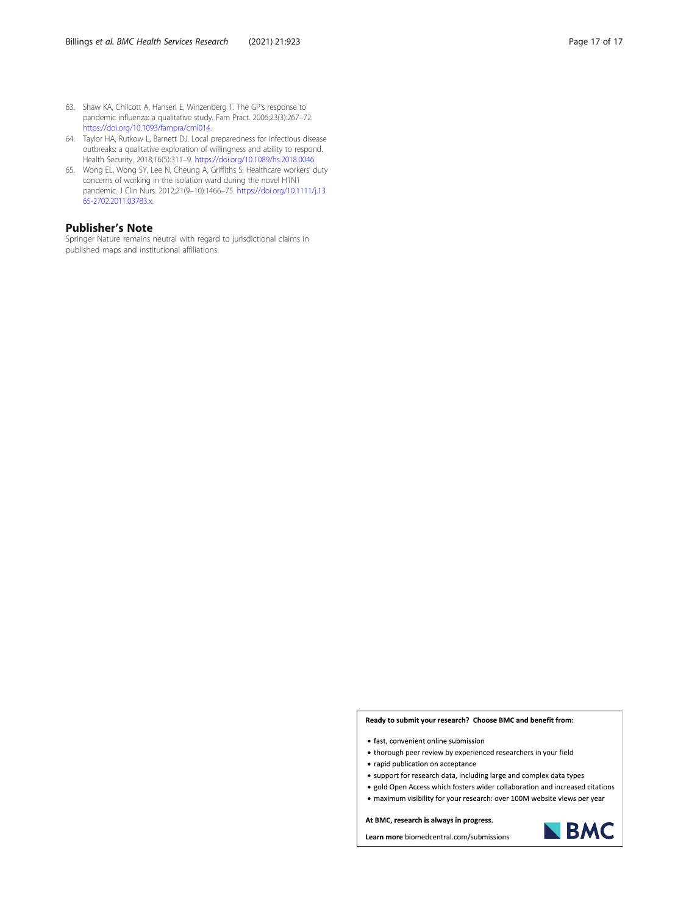63. Shaw KA, Chilcott A, Hansen E, Winzenberg T. The GP's response to pandemic influenza: a qualitative study. Fam Pract. 2006;23(3):267–72. https://doi.org/10.1093/fampra/cml014.
64. Taylor HA, Rutkow L, Barnett DJ. Local preparedness for infectious disease outbreaks: a qualitative exploration of willingness and ability to respond. Health Security. 2018;16(5):311–9. https://doi.org/10.1089/hs.2018.0046.
65. Wong EL, Wong SY, Lee N, Cheung A, Griffiths S. Healthcare workers' duty concerns of working in the isolation ward during the novel H1N1 pandemic. J Clin Nurs. 2012;21(9–10):1466–75. https://doi.org/10.1111/j.1365-2702.2011.03783.x.

## Publisher's Note

Springer Nature remains neutral with regard to jurisdictional claims in published maps and institutional affiliations.

**Ready to submit your research? Choose BMC and benefit from:**

- fast, convenient online submission
- thorough peer review by experienced researchers in your field
- rapid publication on acceptance
- support for research data, including large and complex data types
- gold Open Access which fosters wider collaboration and increased citations
- maximum visibility for your research: over 100M website views per year

**At BMC, research is always in progress.**

**Learn more** biomedcentral.com/submissions

BMC